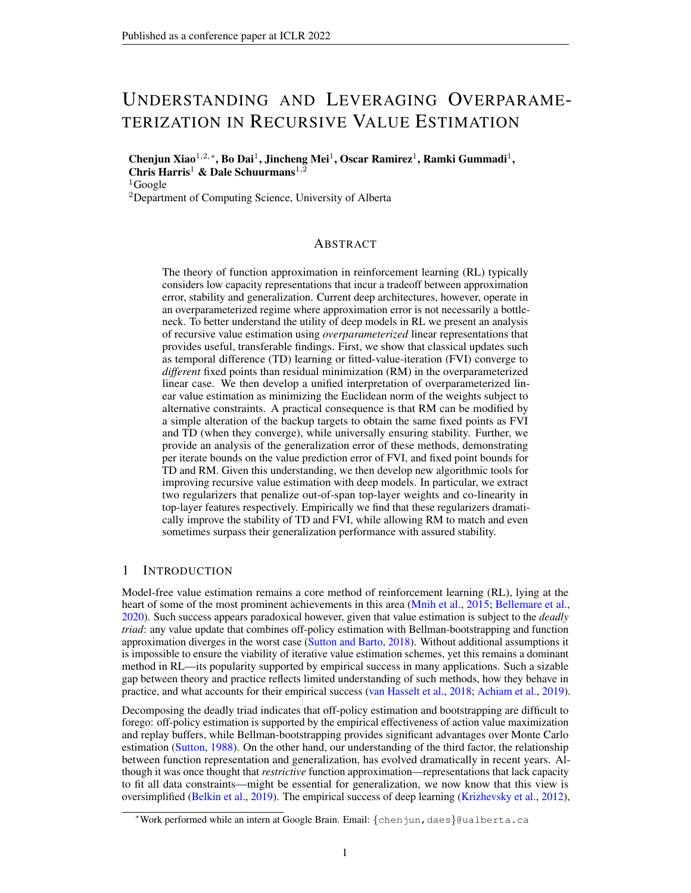# UNDERSTANDING AND LEVERAGING OVERPARAMETERIZATION IN RECURSIVE VALUE ESTIMATION

**Chenjun Xiao**[1,2,*], **Bo Dai**[1], **Jincheng Mei**[1], **Oscar Ramirez**[1], **Ramki Gummadi**[1], **Chris Harris**[1] **& Dale Schuurmans**[1,2]

[1]Google

[2]Department of Computing Science, University of Alberta

## ABSTRACT

The theory of function approximation in reinforcement learning (RL) typically considers low capacity representations that incur a tradeoff between approximation error, stability and generalization. Current deep architectures, however, operate in an overparameterized regime where approximation error is not necessarily a bottleneck. To better understand the utility of deep models in RL we present an analysis of recursive value estimation using *overparameterized* linear representations that provides useful, transferable findings. First, we show that classical updates such as temporal difference (TD) learning or fitted-value-iteration (FVI) converge to *different* fixed points than residual minimization (RM) in the overparameterized linear case. We then develop a unified interpretation of overparameterized linear value estimation as minimizing the Euclidean norm of the weights subject to alternative constraints. A practical consequence is that RM can be modified by a simple alteration of the backup targets to obtain the same fixed points as FVI and TD (when they converge), while universally ensuring stability. Further, we provide an analysis of the generalization error of these methods, demonstrating per iterate bounds on the value prediction error of FVI, and fixed point bounds for TD and RM. Given this understanding, we then develop new algorithmic tools for improving recursive value estimation with deep models. In particular, we extract two regularizers that penalize out-of-span top-layer weights and co-linearity in top-layer features respectively. Empirically we find that these regularizers dramatically improve the stability of TD and FVI, while allowing RM to match and even sometimes surpass their generalization performance with assured stability.

## 1 INTRODUCTION

Model-free value estimation remains a core method of reinforcement learning (RL), lying at the heart of some of the most prominent achievements in this area (Mnih et al., 2015; Bellemare et al., 2020). Such success appears paradoxical however, given that value estimation is subject to the *deadly triad*: any value update that combines off-policy estimation with Bellman-bootstrapping and function approximation diverges in the worst case (Sutton and Barto, 2018). Without additional assumptions it is impossible to ensure the viability of iterative value estimation schemes, yet this remains a dominant method in RL—its popularity supported by empirical success in many applications. Such a sizable gap between theory and practice reflects limited understanding of such methods, how they behave in practice, and what accounts for their empirical success (van Hasselt et al., 2018; Achiam et al., 2019).

Decomposing the deadly triad indicates that off-policy estimation and bootstrapping are difficult to forego: off-policy estimation is supported by the empirical effectiveness of action value maximization and replay buffers, while Bellman-bootstrapping provides significant advantages over Monte Carlo estimation (Sutton, 1988). On the other hand, our understanding of the third factor, the relationship between function representation and generalization, has evolved dramatically in recent years. Although it was once thought that *restrictive* function approximation—representations that lack capacity to fit all data constraints—might be essential for generalization, we now know that this view is oversimplified (Belkin et al., 2019). The empirical success of deep learning (Krizhevsky et al., 2012),

*Work performed while an intern at Google Brain. Email: {chenjun, daes}@ualberta.ca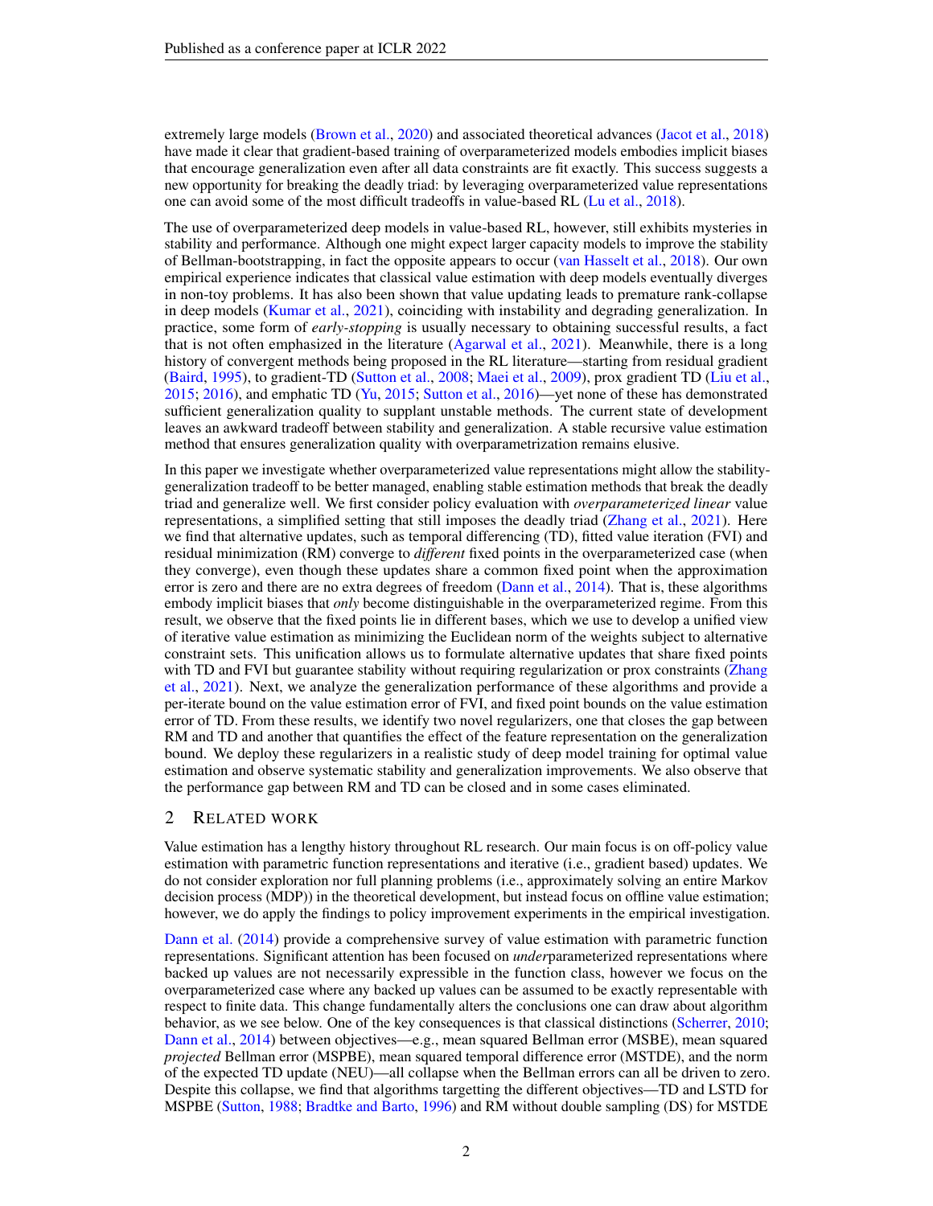extremely large models (Brown et al., 2020) and associated theoretical advances (Jacot et al., 2018) have made it clear that gradient-based training of overparameterized models embodies implicit biases that encourage generalization even after all data constraints are fit exactly. This success suggests a new opportunity for breaking the deadly triad: by leveraging overparameterized value representations one can avoid some of the most difficult tradeoffs in value-based RL (Lu et al., 2018).

The use of overparameterized deep models in value-based RL, however, still exhibits mysteries in stability and performance. Although one might expect larger capacity models to improve the stability of Bellman-bootstrapping, in fact the opposite appears to occur (van Hasselt et al., 2018). Our own empirical experience indicates that classical value estimation with deep models eventually diverges in non-toy problems. It has also been shown that value updating leads to premature rank-collapse in deep models (Kumar et al., 2021), coinciding with instability and degrading generalization. In practice, some form of *early-stopping* is usually necessary to obtaining successful results, a fact that is not often emphasized in the literature (Agarwal et al., 2021). Meanwhile, there is a long history of convergent methods being proposed in the RL literature—starting from residual gradient (Baird, 1995), to gradient-TD (Sutton et al., 2008; Maei et al., 2009), prox gradient TD (Liu et al., 2015; 2016), and emphatic TD (Yu, 2015; Sutton et al., 2016)—yet none of these has demonstrated sufficient generalization quality to supplant unstable methods. The current state of development leaves an awkward tradeoff between stability and generalization. A stable recursive value estimation method that ensures generalization quality with overparametrization remains elusive.

In this paper we investigate whether overparameterized value representations might allow the stability-generalization tradeoff to be better managed, enabling stable estimation methods that break the deadly triad and generalize well. We first consider policy evaluation with *overparameterized linear* value representations, a simplified setting that still imposes the deadly triad (Zhang et al., 2021). Here we find that alternative updates, such as temporal differencing (TD), fitted value iteration (FVI) and residual minimization (RM) converge to *different* fixed points in the overparameterized case (when they converge), even though these updates share a common fixed point when the approximation error is zero and there are no extra degrees of freedom (Dann et al., 2014). That is, these algorithms embody implicit biases that *only* become distinguishable in the overparameterized regime. From this result, we observe that the fixed points lie in different bases, which we use to develop a unified view of iterative value estimation as minimizing the Euclidean norm of the weights subject to alternative constraint sets. This unification allows us to formulate alternative updates that share fixed points with TD and FVI but guarantee stability without requiring regularization or prox constraints (Zhang et al., 2021). Next, we analyze the generalization performance of these algorithms and provide a per-iterate bound on the value estimation error of FVI, and fixed point bounds on the value estimation error of TD. From these results, we identify two novel regularizers, one that closes the gap between RM and TD and another that quantifies the effect of the feature representation on the generalization bound. We deploy these regularizers in a realistic study of deep model training for optimal value estimation and observe systematic stability and generalization improvements. We also observe that the performance gap between RM and TD can be closed and in some cases eliminated.

## 2 Related work

Value estimation has a lengthy history throughout RL research. Our main focus is on off-policy value estimation with parametric function representations and iterative (i.e., gradient based) updates. We do not consider exploration nor full planning problems (i.e., approximately solving an entire Markov decision process (MDP)) in the theoretical development, but instead focus on offline value estimation; however, we do apply the findings to policy improvement experiments in the empirical investigation.

Dann et al. (2014) provide a comprehensive survey of value estimation with parametric function representations. Significant attention has been focused on *under*parameterized representations where backed up values are not necessarily expressible in the function class, however we focus on the overparameterized case where any backed up values can be assumed to be exactly representable with respect to finite data. This change fundamentally alters the conclusions one can draw about algorithm behavior, as we see below. One of the key consequences is that classical distinctions (Scherrer, 2010; Dann et al., 2014) between objectives—e.g., mean squared Bellman error (MSBE), mean squared *projected* Bellman error (MSPBE), mean squared temporal difference error (MSTDE), and the norm of the expected TD update (NEU)—all collapse when the Bellman errors can all be driven to zero. Despite this collapse, we find that algorithms targetting the different objectives—TD and LSTD for MSPBE (Sutton, 1988; Bradtke and Barto, 1996) and RM without double sampling (DS) for MSTDE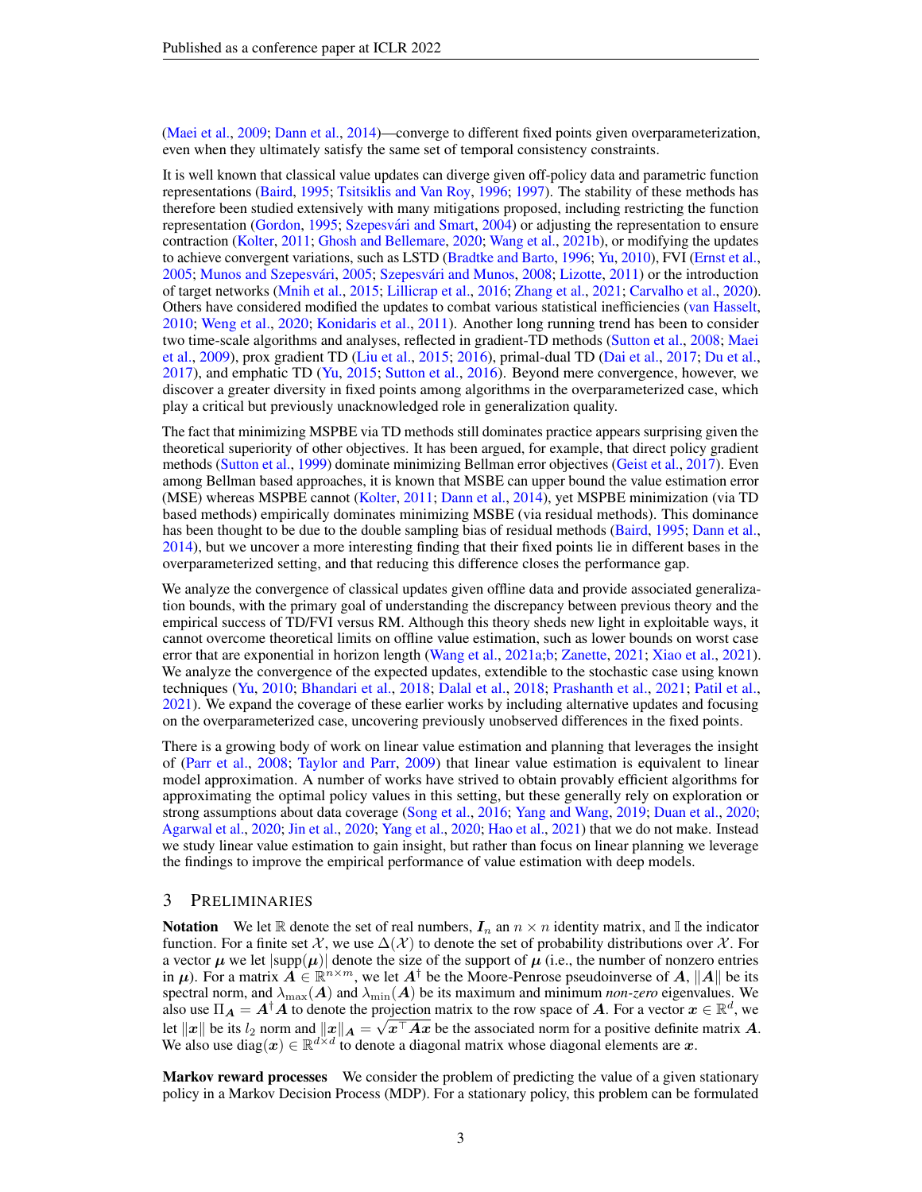(Maei et al., 2009; Dann et al., 2014)—converge to different fixed points given overparameterization, even when they ultimately satisfy the same set of temporal consistency constraints.

It is well known that classical value updates can diverge given off-policy data and parametric function representations (Baird, 1995; Tsitsiklis and Van Roy, 1996; 1997). The stability of these methods has therefore been studied extensively with many mitigations proposed, including restricting the function representation (Gordon, 1995; Szepesvári and Smart, 2004) or adjusting the representation to ensure contraction (Kolter, 2011; Ghosh and Bellemare, 2020; Wang et al., 2021b), or modifying the updates to achieve convergent variations, such as LSTD (Bradtke and Barto, 1996; Yu, 2010), FVI (Ernst et al., 2005; Munos and Szepesvári, 2005; Szepesvári and Munos, 2008; Lizotte, 2011) or the introduction of target networks (Mnih et al., 2015; Lillicrap et al., 2016; Zhang et al., 2021; Carvalho et al., 2020). Others have considered modified the updates to combat various statistical inefficiencies (van Hasselt, 2010; Weng et al., 2020; Konidaris et al., 2011). Another long running trend has been to consider two time-scale algorithms and analyses, reflected in gradient-TD methods (Sutton et al., 2008; Maei et al., 2009), prox gradient TD (Liu et al., 2015; 2016), primal-dual TD (Dai et al., 2017; Du et al., 2017), and emphatic TD (Yu, 2015; Sutton et al., 2016). Beyond mere convergence, however, we discover a greater diversity in fixed points among algorithms in the overparameterized case, which play a critical but previously unacknowledged role in generalization quality.

The fact that minimizing MSPBE via TD methods still dominates practice appears surprising given the theoretical superiority of other objectives. It has been argued, for example, that direct policy gradient methods (Sutton et al., 1999) dominate minimizing Bellman error objectives (Geist et al., 2017). Even among Bellman based approaches, it is known that MSBE can upper bound the value estimation error (MSE) whereas MSPBE cannot (Kolter, 2011; Dann et al., 2014), yet MSPBE minimization (via TD based methods) empirically dominates minimizing MSBE (via residual methods). This dominance has been thought to be due to the double sampling bias of residual methods (Baird, 1995; Dann et al., 2014), but we uncover a more interesting finding that their fixed points lie in different bases in the overparameterized setting, and that reducing this difference closes the performance gap.

We analyze the convergence of classical updates given offline data and provide associated generalization bounds, with the primary goal of understanding the discrepancy between previous theory and the empirical success of TD/FVI versus RM. Although this theory sheds new light in exploitable ways, it cannot overcome theoretical limits on offline value estimation, such as lower bounds on worst case error that are exponential in horizon length (Wang et al., 2021a;b; Zanette, 2021; Xiao et al., 2021). We analyze the convergence of the expected updates, extendible to the stochastic case using known techniques (Yu, 2010; Bhandari et al., 2018; Dalal et al., 2018; Prashanth et al., 2021; Patil et al., 2021). We expand the coverage of these earlier works by including alternative updates and focusing on the overparameterized case, uncovering previously unobserved differences in the fixed points.

There is a growing body of work on linear value estimation and planning that leverages the insight of (Parr et al., 2008; Taylor and Parr, 2009) that linear value estimation is equivalent to linear model approximation. A number of works have strived to obtain provably efficient algorithms for approximating the optimal policy values in this setting, but these generally rely on exploration or strong assumptions about data coverage (Song et al., 2016; Yang and Wang, 2019; Duan et al., 2020; Agarwal et al., 2020; Jin et al., 2020; Yang et al., 2020; Hao et al., 2021) that we do not make. Instead we study linear value estimation to gain insight, but rather than focus on linear planning we leverage the findings to improve the empirical performance of value estimation with deep models.

# 3 Preliminaries

**Notation** We let $\mathbb{R}$ denote the set of real numbers, $\boldsymbol{I}_n$ an $n \times n$ identity matrix, and $\mathbb{I}$ the indicator function. For a finite set $\mathcal{X}$, we use $\Delta(\mathcal{X})$ to denote the set of probability distributions over $\mathcal{X}$. For a vector $\boldsymbol{\mu}$ we let $|\text{supp}(\boldsymbol{\mu})|$ denote the size of the support of $\boldsymbol{\mu}$ (i.e., the number of nonzero entries in $\boldsymbol{\mu}$). For a matrix $\boldsymbol{A} \in \mathbb{R}^{n \times m}$, we let $\boldsymbol{A}^\dagger$ be the Moore-Penrose pseudoinverse of $\boldsymbol{A}$, $\|\boldsymbol{A}\|$ be its spectral norm, and $\lambda_{\max}(\boldsymbol{A})$ and $\lambda_{\min}(\boldsymbol{A})$ be its maximum and minimum *non-zero* eigenvalues. We also use $\Pi_{\boldsymbol{A}} = \boldsymbol{A}^\dagger \boldsymbol{A}$ to denote the projection matrix to the row space of $\boldsymbol{A}$. For a vector $\boldsymbol{x} \in \mathbb{R}^d$, we let $\|\boldsymbol{x}\|$ be its $l_2$ norm and $\|\boldsymbol{x}\|_{\boldsymbol{A}} = \sqrt{\boldsymbol{x}^\top \boldsymbol{A} \boldsymbol{x}}$ be the associated norm for a positive definite matrix $\boldsymbol{A}$. We also use $\text{diag}(\boldsymbol{x}) \in \mathbb{R}^{d \times d}$ to denote a diagonal matrix whose diagonal elements are $\boldsymbol{x}$.

**Markov reward processes** We consider the problem of predicting the value of a given stationary policy in a Markov Decision Process (MDP). For a stationary policy, this problem can be formulated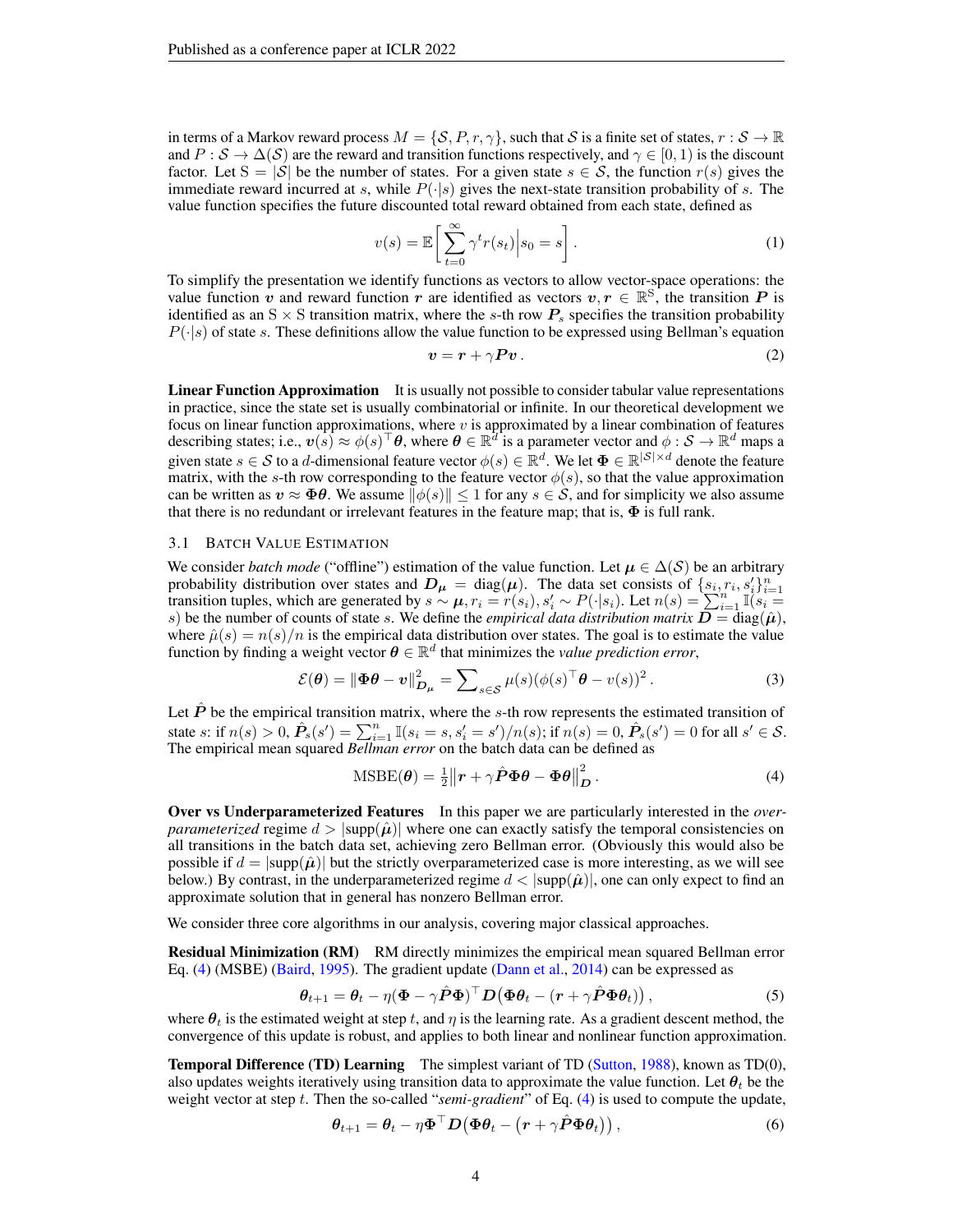in terms of a Markov reward process $M = \{\mathcal{S}, P, r, \gamma\}$, such that $\mathcal{S}$ is a finite set of states, $r : \mathcal{S} \to \mathbb{R}$ and $P : \mathcal{S} \to \Delta(\mathcal{S})$ are the reward and transition functions respectively, and $\gamma \in [0, 1)$ is the discount factor. Let $\mathrm{S} = |\mathcal{S}|$ be the number of states. For a given state $s \in \mathcal{S}$, the function $r(s)$ gives the immediate reward incurred at $s$, while $P(\cdot|s)$ gives the next-state transition probability of $s$. The value function specifies the future discounted total reward obtained from each state, defined as

$$v(s) = \mathbb{E}\left[\sum_{t=0}^{\infty} \gamma^t r(s_t) \Big| s_0 = s\right]. \tag{1}$$

To simplify the presentation we identify functions as vectors to allow vector-space operations: the value function $\boldsymbol{v}$ and reward function $\boldsymbol{r}$ are identified as vectors $\boldsymbol{v}, \boldsymbol{r} \in \mathbb{R}^{\mathrm{S}}$, the transition $\boldsymbol{P}$ is identified as an $\mathrm{S} \times \mathrm{S}$ transition matrix, where the $s$-th row $\boldsymbol{P}_s$ specifies the transition probability $P(\cdot|s)$ of state $s$. These definitions allow the value function to be expressed using Bellman's equation

$$\boldsymbol{v} = \boldsymbol{r} + \gamma \boldsymbol{P} \boldsymbol{v}. \tag{2}$$

**Linear Function Approximation** It is usually not possible to consider tabular value representations in practice, since the state set is usually combinatorial or infinite. In our theoretical development we focus on linear function approximations, where $v$ is approximated by a linear combination of features describing states; i.e., $\boldsymbol{v}(s) \approx \phi(s)^\top \boldsymbol{\theta}$, where $\boldsymbol{\theta} \in \mathbb{R}^d$ is a parameter vector and $\phi : \mathcal{S} \to \mathbb{R}^d$ maps a given state $s \in \mathcal{S}$ to a $d$-dimensional feature vector $\phi(s) \in \mathbb{R}^d$. We let $\boldsymbol{\Phi} \in \mathbb{R}^{|\mathcal{S}| \times d}$ denote the feature matrix, with the $s$-th row corresponding to the feature vector $\phi(s)$, so that the value approximation can be written as $\boldsymbol{v} \approx \boldsymbol{\Phi}\boldsymbol{\theta}$. We assume $\|\phi(s)\| \le 1$ for any $s \in \mathcal{S}$, and for simplicity we also assume that there is no redundant or irrelevant features in the feature map; that is, $\boldsymbol{\Phi}$ is full rank.

### 3.1 Batch Value Estimation

We consider *batch mode* ("offline") estimation of the value function. Let $\boldsymbol{\mu} \in \Delta(\mathcal{S})$ be an arbitrary probability distribution over states and $\boldsymbol{D}_{\boldsymbol{\mu}} = \mathrm{diag}(\boldsymbol{\mu})$. The data set consists of $\{s_i, r_i, s_i'\}_{i=1}^n$ transition tuples, which are generated by $s \sim \boldsymbol{\mu}, r_i = r(s_i), s_i' \sim P(\cdot|s_i)$. Let $n(s) = \sum_{i=1}^n \mathbb{I}(s_i = s)$ be the number of counts of state $s$. We define the *empirical data distribution matrix* $\boldsymbol{D} = \mathrm{diag}(\hat{\boldsymbol{\mu}})$, where $\hat{\mu}(s) = n(s)/n$ is the empirical data distribution over states. The goal is to estimate the value function by finding a weight vector $\boldsymbol{\theta} \in \mathbb{R}^d$ that minimizes the *value prediction error*,

$$\mathcal{E}(\boldsymbol{\theta}) = \|\boldsymbol{\Phi}\boldsymbol{\theta} - \boldsymbol{v}\|^2_{\boldsymbol{D}_{\boldsymbol{\mu}}} = \sum\nolimits_{s \in \mathcal{S}} \mu(s) (\phi(s)^\top \boldsymbol{\theta} - v(s))^2. \tag{3}$$

Let $\hat{\boldsymbol{P}}$ be the empirical transition matrix, where the $s$-th row represents the estimated transition of state $s$: if $n(s) > 0$, $\hat{\boldsymbol{P}}_s(s') = \sum_{i=1}^n \mathbb{I}(s_i = s, s_i' = s')/n(s)$; if $n(s) = 0$, $\hat{\boldsymbol{P}}_s(s') = 0$ for all $s' \in \mathcal{S}$. The empirical mean squared *Bellman error* on the batch data can be defined as

$$\mathrm{MSBE}(\boldsymbol{\theta}) = \tfrac{1}{2} \left\| \boldsymbol{r} + \gamma \hat{\boldsymbol{P}} \boldsymbol{\Phi}\boldsymbol{\theta} - \boldsymbol{\Phi}\boldsymbol{\theta} \right\|^2_{\boldsymbol{D}}. \tag{4}$$

**Over vs Underparameterized Features** In this paper we are particularly interested in the *over-parameterized* regime $d > |\mathrm{supp}(\hat{\boldsymbol{\mu}})|$ where one can exactly satisfy the temporal consistencies on all transitions in the batch data set, achieving zero Bellman error. (Obviously this would also be possible if $d = |\mathrm{supp}(\hat{\boldsymbol{\mu}})|$ but the strictly overparameterized case is more interesting, as we will see below.) By contrast, in the underparameterized regime $d < |\mathrm{supp}(\hat{\boldsymbol{\mu}})|$, one can only expect to find an approximate solution that in general has nonzero Bellman error.

We consider three core algorithms in our analysis, covering major classical approaches.

**Residual Minimization (RM)** RM directly minimizes the empirical mean squared Bellman error Eq. (4) (MSBE) (Baird, 1995). The gradient update (Dann et al., 2014) can be expressed as

$$\boldsymbol{\theta}_{t+1} = \boldsymbol{\theta}_t - \eta (\boldsymbol{\Phi} - \gamma \hat{\boldsymbol{P}} \boldsymbol{\Phi})^\top \boldsymbol{D} \big( \boldsymbol{\Phi}\boldsymbol{\theta}_t - (\boldsymbol{r} + \gamma \hat{\boldsymbol{P}} \boldsymbol{\Phi}\boldsymbol{\theta}_t) \big), \tag{5}$$

where $\boldsymbol{\theta}_t$ is the estimated weight at step $t$, and $\eta$ is the learning rate. As a gradient descent method, the convergence of this update is robust, and applies to both linear and nonlinear function approximation.

**Temporal Difference (TD) Learning** The simplest variant of TD (Sutton, 1988), known as TD(0), also updates weights iteratively using transition data to approximate the value function. Let $\boldsymbol{\theta}_t$ be the weight vector at step $t$. Then the so-called "*semi-gradient*" of Eq. (4) is used to compute the update,

$$\boldsymbol{\theta}_{t+1} = \boldsymbol{\theta}_t - \eta \boldsymbol{\Phi}^\top \boldsymbol{D} \big( \boldsymbol{\Phi}\boldsymbol{\theta}_t - (\boldsymbol{r} + \gamma \hat{\boldsymbol{P}} \boldsymbol{\Phi}\boldsymbol{\theta}_t) \big), \tag{6}$$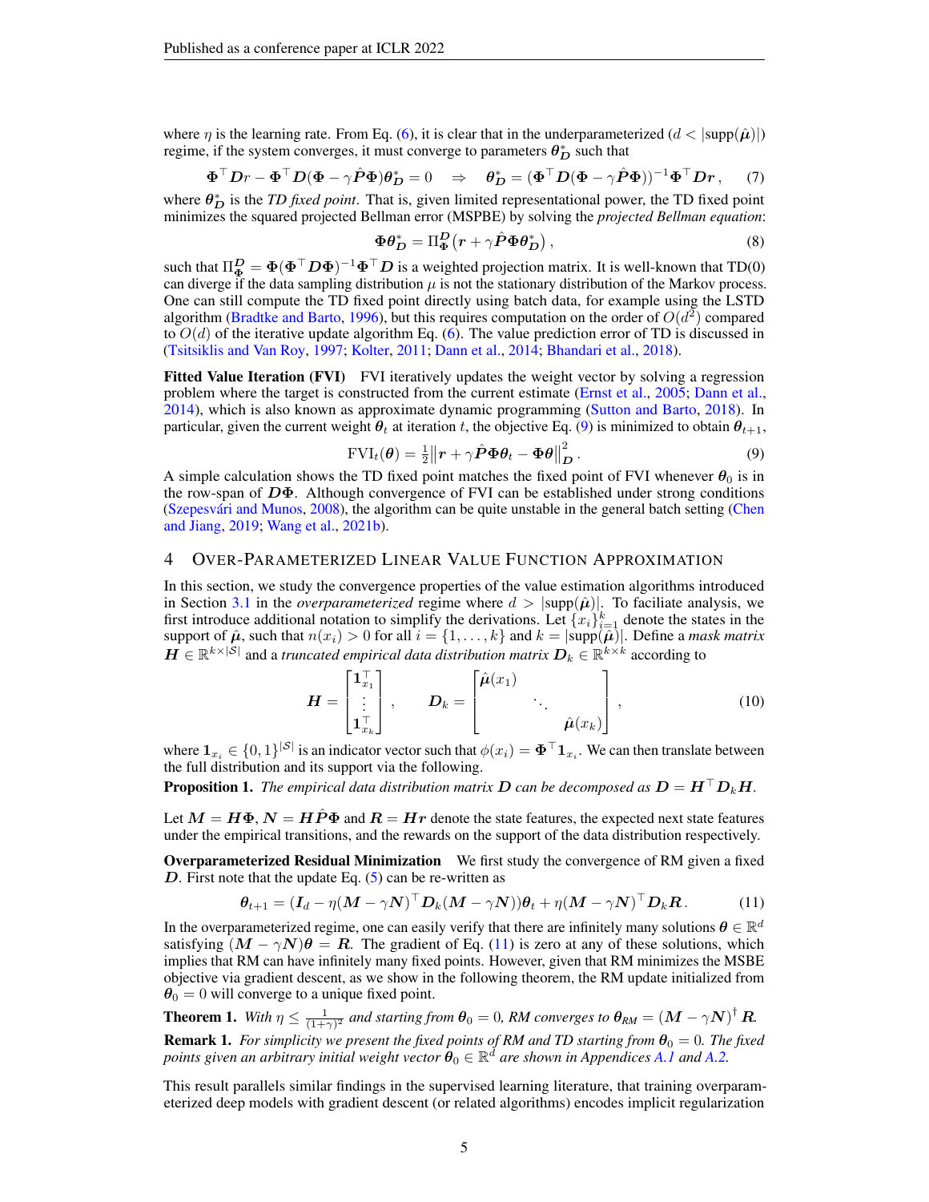where $\eta$ is the learning rate. From Eq. (6), it is clear that in the underparameterized ($d < |\text{supp}(\hat{\boldsymbol{\mu}})|$) regime, if the system converges, it must converge to parameters $\boldsymbol{\theta}_{\boldsymbol{D}}^*$ such that

$$\boldsymbol{\Phi}^\top \boldsymbol{D} r - \boldsymbol{\Phi}^\top \boldsymbol{D}(\boldsymbol{\Phi} - \gamma \hat{\boldsymbol{P}} \boldsymbol{\Phi}) \boldsymbol{\theta}_{\boldsymbol{D}}^* = 0 \quad \Rightarrow \quad \boldsymbol{\theta}_{\boldsymbol{D}}^* = (\boldsymbol{\Phi}^\top \boldsymbol{D}(\boldsymbol{\Phi} - \gamma \hat{\boldsymbol{P}} \boldsymbol{\Phi}))^{-1} \boldsymbol{\Phi}^\top \boldsymbol{D} \boldsymbol{r}\,, \tag{7}$$

where $\boldsymbol{\theta}_{\boldsymbol{D}}^*$ is the *TD fixed point*. That is, given limited representational power, the TD fixed point minimizes the squared projected Bellman error (MSPBE) by solving the *projected Bellman equation*:

$$\boldsymbol{\Phi} \boldsymbol{\theta}_{\boldsymbol{D}}^* = \Pi_{\boldsymbol{\Phi}}^{\boldsymbol{D}} \big( \boldsymbol{r} + \gamma \hat{\boldsymbol{P}} \boldsymbol{\Phi} \boldsymbol{\theta}_{\boldsymbol{D}}^* \big)\,, \tag{8}$$

such that $\Pi_{\boldsymbol{\Phi}}^{\boldsymbol{D}} = \boldsymbol{\Phi}(\boldsymbol{\Phi}^\top \boldsymbol{D} \boldsymbol{\Phi})^{-1} \boldsymbol{\Phi}^\top \boldsymbol{D}$ is a weighted projection matrix. It is well-known that TD(0) can diverge if the data sampling distribution $\mu$ is not the stationary distribution of the Markov process. One can still compute the TD fixed point directly using batch data, for example using the LSTD algorithm (Bradtke and Barto, 1996), but this requires computation on the order of $O(d^2)$ compared to $O(d)$ of the iterative update algorithm Eq. (6). The value prediction error of TD is discussed in (Tsitsiklis and Van Roy, 1997; Kolter, 2011; Dann et al., 2014; Bhandari et al., 2018).

**Fitted Value Iteration (FVI)** FVI iteratively updates the weight vector by solving a regression problem where the target is constructed from the current estimate (Ernst et al., 2005; Dann et al., 2014), which is also known as approximate dynamic programming (Sutton and Barto, 2018). In particular, given the current weight $\boldsymbol{\theta}_t$ at iteration $t$, the objective Eq. (9) is minimized to obtain $\boldsymbol{\theta}_{t+1}$,

$$\text{FVI}_t(\boldsymbol{\theta}) = \tfrac{1}{2} \big\| \boldsymbol{r} + \gamma \hat{\boldsymbol{P}} \boldsymbol{\Phi} \boldsymbol{\theta}_t - \boldsymbol{\Phi} \boldsymbol{\theta} \big\|_{\boldsymbol{D}}^2 \,. \tag{9}$$

A simple calculation shows the TD fixed point matches the fixed point of FVI whenever $\boldsymbol{\theta}_0$ is in the row-span of $\boldsymbol{D}\boldsymbol{\Phi}$. Although convergence of FVI can be established under strong conditions (Szepesvári and Munos, 2008), the algorithm can be quite unstable in the general batch setting (Chen and Jiang, 2019; Wang et al., 2021b).

## 4 Over-Parameterized Linear Value Function Approximation

In this section, we study the convergence properties of the value estimation algorithms introduced in Section 3.1 in the *overparameterized* regime where $d > |\text{supp}(\hat{\boldsymbol{\mu}})|$. To faciliate analysis, we first introduce additional notation to simplify the derivations. Let $\{x_i\}_{i=1}^k$ denote the states in the support of $\hat{\boldsymbol{\mu}}$, such that $n(x_i) > 0$ for all $i = \{1, \dots, k\}$ and $k = |\text{supp}(\hat{\boldsymbol{\mu}})|$. Define a *mask matrix* $\boldsymbol{H} \in \mathbb{R}^{k \times |\mathcal{S}|}$ and a *truncated empirical data distribution matrix* $\boldsymbol{D}_k \in \mathbb{R}^{k \times k}$ according to

$$\boldsymbol{H} = \begin{bmatrix} \boldsymbol{1}_{x_1}^\top \\ \vdots \\ \boldsymbol{1}_{x_k}^\top \end{bmatrix}, \qquad \boldsymbol{D}_k = \begin{bmatrix} \hat{\boldsymbol{\mu}}(x_1) & & \\ & \ddots & \\ & & \hat{\boldsymbol{\mu}}(x_k) \end{bmatrix}, \tag{10}$$

where $\boldsymbol{1}_{x_i} \in \{0,1\}^{|\mathcal{S}|}$ is an indicator vector such that $\phi(x_i) = \boldsymbol{\Phi}^\top \boldsymbol{1}_{x_i}$. We can then translate between the full distribution and its support via the following.

**Proposition 1.** *The empirical data distribution matrix $\boldsymbol{D}$ can be decomposed as $\boldsymbol{D} = \boldsymbol{H}^\top \boldsymbol{D}_k \boldsymbol{H}$.*

Let $\boldsymbol{M} = \boldsymbol{H}\boldsymbol{\Phi}$, $\boldsymbol{N} = \boldsymbol{H}\hat{\boldsymbol{P}}\boldsymbol{\Phi}$ and $\boldsymbol{R} = \boldsymbol{H}\boldsymbol{r}$ denote the state features, the expected next state features under the empirical transitions, and the rewards on the support of the data distribution respectively.

**Overparameterized Residual Minimization** We first study the convergence of RM given a fixed $\boldsymbol{D}$. First note that the update Eq. (5) can be re-written as

$$\boldsymbol{\theta}_{t+1} = (\boldsymbol{I}_d - \eta(\boldsymbol{M} - \gamma \boldsymbol{N})^\top \boldsymbol{D}_k (\boldsymbol{M} - \gamma \boldsymbol{N})) \boldsymbol{\theta}_t + \eta (\boldsymbol{M} - \gamma \boldsymbol{N})^\top \boldsymbol{D}_k \boldsymbol{R}\,. \tag{11}$$

In the overparameterized regime, one can easily verify that there are infinitely many solutions $\boldsymbol{\theta} \in \mathbb{R}^d$ satisfying $(\boldsymbol{M} - \gamma \boldsymbol{N})\boldsymbol{\theta} = \boldsymbol{R}$. The gradient of Eq. (11) is zero at any of these solutions, which implies that RM can have infinitely many fixed points. However, given that RM minimizes the MSBE objective via gradient descent, as we show in the following theorem, the RM update initialized from $\boldsymbol{\theta}_0 = 0$ will converge to a unique fixed point.

**Theorem 1.** *With $\eta \le \frac{1}{(1+\gamma)^2}$ and starting from $\boldsymbol{\theta}_0 = 0$, RM converges to $\boldsymbol{\theta}_{RM} = (\boldsymbol{M} - \gamma \boldsymbol{N})^\dagger \boldsymbol{R}$.*

**Remark 1.** *For simplicity we present the fixed points of RM and TD starting from $\boldsymbol{\theta}_0 = 0$. The fixed points given an arbitrary initial weight vector $\boldsymbol{\theta}_0 \in \mathbb{R}^d$ are shown in Appendices A.1 and A.2.*

This result parallels similar findings in the supervised learning literature, that training overparameterized deep models with gradient descent (or related algorithms) encodes implicit regularization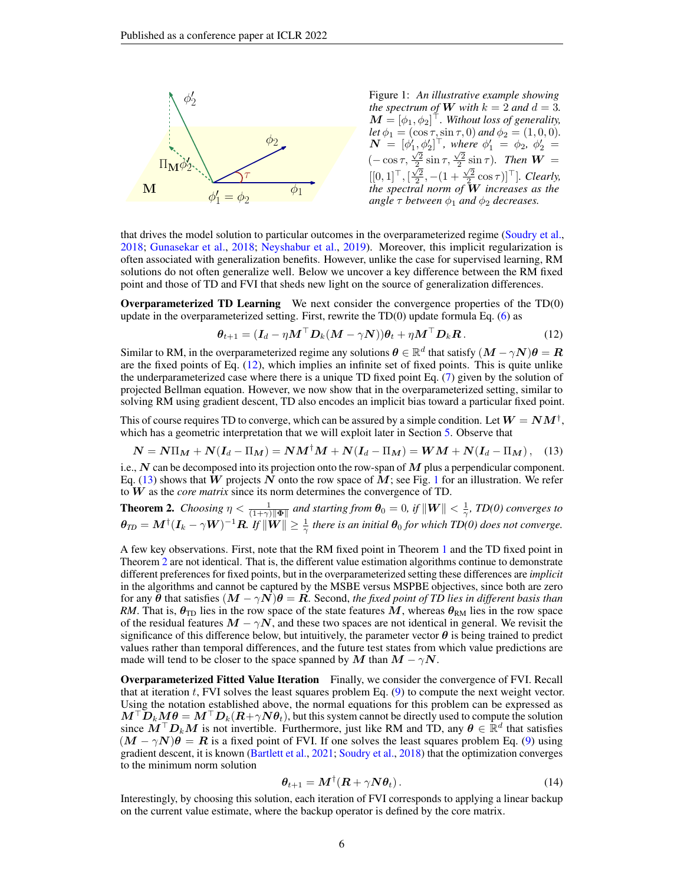Figure 1: *An illustrative example showing the spectrum of $\boldsymbol{W}$ with $k = 2$ and $d = 3$. $\boldsymbol{M} = [\phi_1, \phi_2]^\top$. Without loss of generality, let $\phi_1 = (\cos\tau, \sin\tau, 0)$ and $\phi_2 = (1, 0, 0)$. $\boldsymbol{N} = [\phi_1', \phi_2']^\top$, where $\phi_1' = \phi_2$, $\phi_2' = (-\cos\tau, \frac{\sqrt{2}}{2}\sin\tau, \frac{\sqrt{2}}{2}\sin\tau)$. Then $\boldsymbol{W} = [[0, 1]^\top, [\frac{\sqrt{2}}{2}, -(1 + \frac{\sqrt{2}}{2}\cos\tau)]^\top]$. Clearly, the spectral norm of $\boldsymbol{W}$ increases as the angle $\tau$ between $\phi_1$ and $\phi_2$ decreases.*

that drives the model solution to particular outcomes in the overparameterized regime (Soudry et al., 2018; Gunasekar et al., 2018; Neyshabur et al., 2019). Moreover, this implicit regularization is often associated with generalization benefits. However, unlike the case for supervised learning, RM solutions do not often generalize well. Below we uncover a key difference between the RM fixed point and those of TD and FVI that sheds new light on the source of generalization differences.

**Overparameterized TD Learning** We next consider the convergence properties of the TD(0) update in the overparameterized setting. First, rewrite the TD(0) update formula Eq. (6) as

$$\boldsymbol{\theta}_{t+1} = (\boldsymbol{I}_d - \eta \boldsymbol{M}^\top \boldsymbol{D}_k(\boldsymbol{M} - \gamma \boldsymbol{N}))\boldsymbol{\theta}_t + \eta \boldsymbol{M}^\top \boldsymbol{D}_k \boldsymbol{R}. \tag{12}$$

Similar to RM, in the overparameterized regime any solutions $\boldsymbol{\theta} \in \mathbb{R}^d$ that satisfy $(\boldsymbol{M} - \gamma\boldsymbol{N})\boldsymbol{\theta} = \boldsymbol{R}$ are the fixed points of Eq. (12), which implies an infinite set of fixed points. This is quite unlike the underparameterized case where there is a unique TD fixed point Eq. (7) given by the solution of projected Bellman equation. However, we now show that in the overparameterized setting, similar to solving RM using gradient descent, TD also encodes an implicit bias toward a particular fixed point.

This of course requires TD to converge, which can be assured by a simple condition. Let $\boldsymbol{W} = \boldsymbol{N}\boldsymbol{M}^\dagger$, which has a geometric interpretation that we will exploit later in Section 5. Observe that

$$\boldsymbol{N} = \boldsymbol{N}\Pi_{\boldsymbol{M}} + \boldsymbol{N}(\boldsymbol{I}_d - \Pi_{\boldsymbol{M}}) = \boldsymbol{N}\boldsymbol{M}^\dagger\boldsymbol{M} + \boldsymbol{N}(\boldsymbol{I}_d - \Pi_{\boldsymbol{M}}) = \boldsymbol{W}\boldsymbol{M} + \boldsymbol{N}(\boldsymbol{I}_d - \Pi_{\boldsymbol{M}}), \tag{13}$$

i.e., $\boldsymbol{N}$ can be decomposed into its projection onto the row-span of $\boldsymbol{M}$ plus a perpendicular component. Eq. (13) shows that $\boldsymbol{W}$ projects $\boldsymbol{N}$ onto the row space of $\boldsymbol{M}$; see Fig. 1 for an illustration. We refer to $\boldsymbol{W}$ as the *core matrix* since its norm determines the convergence of TD.

**Theorem 2.** *Choosing $\eta < \frac{1}{(1+\gamma)\|\boldsymbol{\Phi}\|}$ and starting from $\boldsymbol{\theta}_0 = 0$, if $\|\boldsymbol{W}\| < \frac{1}{\gamma}$, TD(0) converges to $\boldsymbol{\theta}_{TD} = \boldsymbol{M}^\dagger(\boldsymbol{I}_k - \gamma\boldsymbol{W})^{-1}\boldsymbol{R}$. If $\|\boldsymbol{W}\| \geq \frac{1}{\gamma}$ there is an initial $\boldsymbol{\theta}_0$ for which TD(0) does not converge.*

A few key observations. First, note that the RM fixed point in Theorem 1 and the TD fixed point in Theorem 2 are not identical. That is, the different value estimation algorithms continue to demonstrate different preferences for fixed points, but in the overparameterized setting these differences are *implicit* in the algorithms and cannot be captured by the MSBE versus MSPBE objectives, since both are zero for any $\boldsymbol{\theta}$ that satisfies $(\boldsymbol{M} - \gamma\boldsymbol{N})\boldsymbol{\theta} = \boldsymbol{R}$. Second, *the fixed point of TD lies in different basis than RM*. That is, $\boldsymbol{\theta}_{\text{TD}}$ lies in the row space of the state features $\boldsymbol{M}$, whereas $\boldsymbol{\theta}_{\text{RM}}$ lies in the row space of the residual features $\boldsymbol{M} - \gamma\boldsymbol{N}$, and these two spaces are not identical in general. We revisit the significance of this difference below, but intuitively, the parameter vector $\boldsymbol{\theta}$ is being trained to predict values rather than temporal differences, and the future test states from which value predictions are made will tend to be closer to the space spanned by $\boldsymbol{M}$ than $\boldsymbol{M} - \gamma\boldsymbol{N}$.

**Overparameterized Fitted Value Iteration** Finally, we consider the convergence of FVI. Recall that at iteration $t$, FVI solves the least squares problem Eq. (9) to compute the next weight vector. Using the notation established above, the normal equations for this problem can be expressed as $\boldsymbol{M}^\top\boldsymbol{D}_k\boldsymbol{M}\boldsymbol{\theta} = \boldsymbol{M}^\top\boldsymbol{D}_k(\boldsymbol{R}+\gamma\boldsymbol{N}\boldsymbol{\theta}_t)$, but this system cannot be directly used to compute the solution since $\boldsymbol{M}^\top\boldsymbol{D}_k\boldsymbol{M}$ is not invertible. Furthermore, just like RM and TD, any $\boldsymbol{\theta} \in \mathbb{R}^d$ that satisfies $(\boldsymbol{M} - \gamma\boldsymbol{N})\boldsymbol{\theta} = \boldsymbol{R}$ is a fixed point of FVI. If one solves the least squares problem Eq. (9) using gradient descent, it is known (Bartlett et al., 2021; Soudry et al., 2018) that the optimization converges to the minimum norm solution

$$\boldsymbol{\theta}_{t+1} = \boldsymbol{M}^\dagger(\boldsymbol{R} + \gamma\boldsymbol{N}\boldsymbol{\theta}_t). \tag{14}$$

Interestingly, by choosing this solution, each iteration of FVI corresponds to applying a linear backup on the current value estimate, where the backup operator is defined by the core matrix.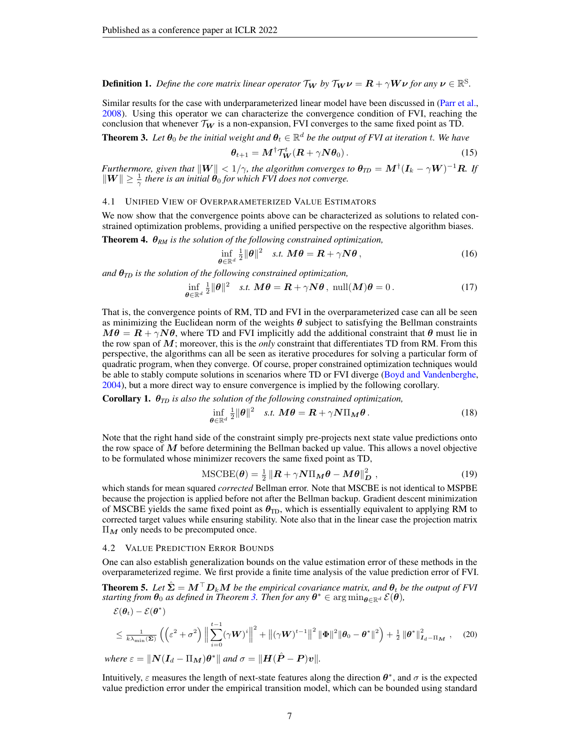**Definition 1.** *Define the core matrix linear operator $\mathcal{T}_{\boldsymbol{W}}$ by $\mathcal{T}_{\boldsymbol{W}}\boldsymbol{\nu} = \boldsymbol{R} + \gamma \boldsymbol{W}\boldsymbol{\nu}$ for any $\boldsymbol{\nu} \in \mathbb{R}^{\mathrm{S}}$.*

Similar results for the case with underparameterized linear model have been discussed in (Parr et al., 2008). Using this operator we can characterize the convergence condition of FVI, reaching the conclusion that whenever $\mathcal{T}_{\boldsymbol{W}}$ is a non-expansion, FVI converges to the same fixed point as TD.

**Theorem 3.** *Let $\boldsymbol{\theta}_0$ be the initial weight and $\boldsymbol{\theta}_t \in \mathbb{R}^d$ be the output of FVI at iteration $t$. We have*

$$\boldsymbol{\theta}_{t+1} = \boldsymbol{M}^{\dagger}\mathcal{T}_{\boldsymbol{W}}^{t}(\boldsymbol{R} + \gamma \boldsymbol{N}\boldsymbol{\theta}_0)\,. \tag{15}$$

*Furthermore, given that $\|\boldsymbol{W}\| < 1/\gamma$, the algorithm converges to $\boldsymbol{\theta}_{TD} = \boldsymbol{M}^{\dagger}(\boldsymbol{I}_k - \gamma \boldsymbol{W})^{-1}\boldsymbol{R}$. If $\|\boldsymbol{W}\| \geq \frac{1}{\gamma}$ there is an initial $\boldsymbol{\theta}_0$ for which FVI does not converge.*

### 4.1 Unified View of Overparameterized Value Estimators

We now show that the convergence points above can be characterized as solutions to related constrained optimization problems, providing a unified perspective on the respective algorithm biases.

**Theorem 4.** *$\boldsymbol{\theta}_{RM}$ is the solution of the following constrained optimization,*

$$\inf_{\boldsymbol{\theta} \in \mathbb{R}^d} \tfrac{1}{2}\|\boldsymbol{\theta}\|^2 \quad \text{s.t. } \boldsymbol{M}\boldsymbol{\theta} = \boldsymbol{R} + \gamma \boldsymbol{N}\boldsymbol{\theta}\,, \tag{16}$$

*and $\boldsymbol{\theta}_{TD}$ is the solution of the following constrained optimization,*

$$\inf_{\boldsymbol{\theta} \in \mathbb{R}^d} \tfrac{1}{2}\|\boldsymbol{\theta}\|^2 \quad \text{s.t. } \boldsymbol{M}\boldsymbol{\theta} = \boldsymbol{R} + \gamma \boldsymbol{N}\boldsymbol{\theta}\,,\ \mathrm{null}(\boldsymbol{M})\boldsymbol{\theta} = 0\,. \tag{17}$$

That is, the convergence points of RM, TD and FVI in the overparameterized case can all be seen as minimizing the Euclidean norm of the weights $\boldsymbol{\theta}$ subject to satisfying the Bellman constraints $\boldsymbol{M}\boldsymbol{\theta} = \boldsymbol{R} + \gamma \boldsymbol{N}\boldsymbol{\theta}$, where TD and FVI implicitly add the additional constraint that $\boldsymbol{\theta}$ must lie in the row span of $\boldsymbol{M}$; moreover, this is the *only* constraint that differentiates TD from RM. From this perspective, the algorithms can all be seen as iterative procedures for solving a particular form of quadratic program, when they converge. Of course, proper constrained optimization techniques would be able to stably compute solutions in scenarios where TD or FVI diverge (Boyd and Vandenberghe, 2004), but a more direct way to ensure convergence is implied by the following corollary.

**Corollary 1.** *$\boldsymbol{\theta}_{TD}$ is also the solution of the following constrained optimization,*

$$\inf_{\boldsymbol{\theta} \in \mathbb{R}^d} \tfrac{1}{2}\|\boldsymbol{\theta}\|^2 \quad \text{s.t. } \boldsymbol{M}\boldsymbol{\theta} = \boldsymbol{R} + \gamma \boldsymbol{N}\Pi_{\boldsymbol{M}}\boldsymbol{\theta}\,. \tag{18}$$

Note that the right hand side of the constraint simply pre-projects next state value predictions onto the row space of $\boldsymbol{M}$ before determining the Bellman backed up value. This allows a novel objective to be formulated whose minimizer recovers the same fixed point as TD,

$$\mathrm{MSCBE}(\boldsymbol{\theta}) = \tfrac{1}{2}\left\|\boldsymbol{R} + \gamma \boldsymbol{N}\Pi_{\boldsymbol{M}}\boldsymbol{\theta} - \boldsymbol{M}\boldsymbol{\theta}\right\|_{\boldsymbol{D}}^2\,, \tag{19}$$

which stands for mean squared *corrected* Bellman error. Note that MSCBE is not identical to MSPBE because the projection is applied before not after the Bellman backup. Gradient descent minimization of MSCBE yields the same fixed point as $\boldsymbol{\theta}_{\mathrm{TD}}$, which is essentially equivalent to applying RM to corrected target values while ensuring stability. Note also that in the linear case the projection matrix $\Pi_{\boldsymbol{M}}$ only needs to be precomputed once.

### 4.2 Value Prediction Error Bounds

One can also establish generalization bounds on the value estimation error of these methods in the overparameterized regime. We first provide a finite time analysis of the value prediction error of FVI.

**Theorem 5.** *Let $\hat{\boldsymbol{\Sigma}} = \boldsymbol{M}^{\top}\boldsymbol{D}_k\boldsymbol{M}$ be the empirical covariance matrix, and $\boldsymbol{\theta}_t$ be the output of FVI starting from $\boldsymbol{\theta}_0$ as defined in Theorem 3. Then for any $\boldsymbol{\theta}^* \in \arg\min_{\boldsymbol{\theta} \in \mathbb{R}^d} \mathcal{E}(\boldsymbol{\theta})$,*

$$\begin{aligned}
&\mathcal{E}(\boldsymbol{\theta}_t) - \mathcal{E}(\boldsymbol{\theta}^*) \\
&\leq \tfrac{1}{k\lambda_{\min}(\hat{\boldsymbol{\Sigma}})}\left(\left(\varepsilon^2 + \sigma^2\right)\left\|\sum_{i=0}^{t-1}(\gamma \boldsymbol{W})^i\right\|^2 + \left\|(\gamma \boldsymbol{W})^{t-1}\right\|^2\|\boldsymbol{\Phi}\|^2\|\boldsymbol{\theta}_0 - \boldsymbol{\theta}^*\|^2\right) + \tfrac{1}{2}\left\|\boldsymbol{\theta}^*\right\|_{\boldsymbol{I}_d - \Pi_{\boldsymbol{M}}}^2\,,
\end{aligned} \tag{20}$$

*where $\varepsilon = \|\boldsymbol{N}(\boldsymbol{I}_d - \Pi_{\boldsymbol{M}})\boldsymbol{\theta}^*\|$ and $\sigma = \|\boldsymbol{H}(\hat{\boldsymbol{P}} - \boldsymbol{P})\boldsymbol{v}\|$.*

Intuitively, $\varepsilon$ measures the length of next-state features along the direction $\boldsymbol{\theta}^*$, and $\sigma$ is the expected value prediction error under the empirical transition model, which can be bounded using standard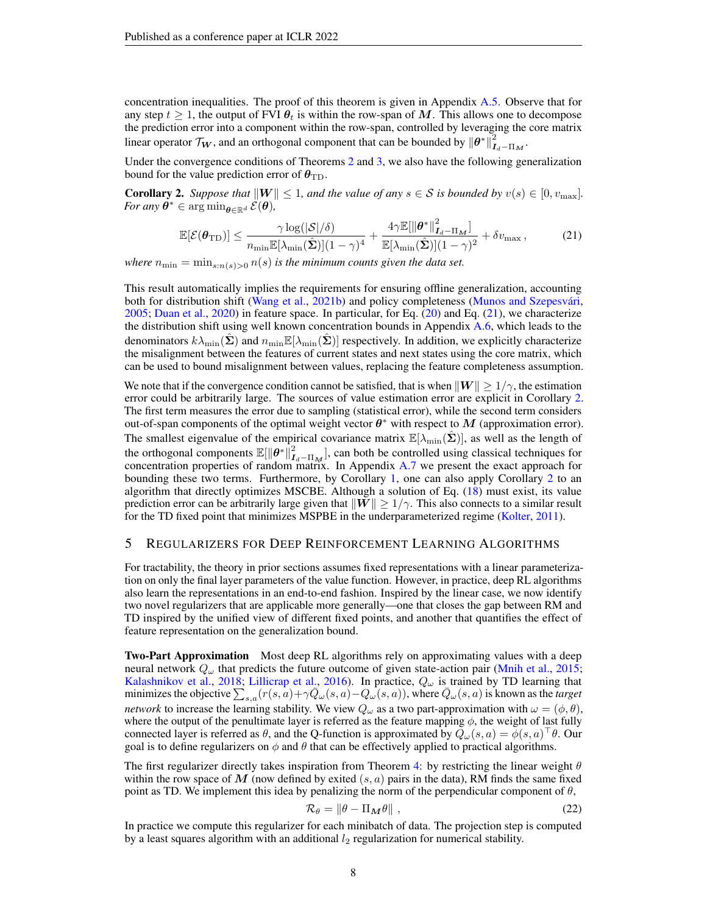concentration inequalities. The proof of this theorem is given in Appendix A.5. Observe that for any step $t \geq 1$, the output of FVI $\boldsymbol{\theta}_t$ is within the row-span of $\boldsymbol{M}$. This allows one to decompose the prediction error into a component within the row-span, controlled by leveraging the core matrix linear operator $\mathcal{T}_{\boldsymbol{W}}$, and an orthogonal component that can be bounded by $\|\boldsymbol{\theta}^*\|^2_{\boldsymbol{I}_d - \Pi_{\boldsymbol{M}}}$.

Under the convergence conditions of Theorems 2 and 3, we also have the following generalization bound for the value prediction error of $\boldsymbol{\theta}_{\mathrm{TD}}$.

**Corollary 2.** *Suppose that $\|\boldsymbol{W}\| \leq 1$, and the value of any $s \in \mathcal{S}$ is bounded by $v(s) \in [0, v_{\max}]$. For any $\boldsymbol{\theta}^* \in \arg\min_{\boldsymbol{\theta} \in \mathbb{R}^d} \mathcal{E}(\boldsymbol{\theta})$,*

$$\mathbb{E}[\mathcal{E}(\boldsymbol{\theta}_{\mathrm{TD}})] \leq \frac{\gamma \log(|\mathcal{S}|/\delta)}{n_{\min}\mathbb{E}[\lambda_{\min}(\hat{\boldsymbol{\Sigma}})](1-\gamma)^4} + \frac{4\gamma \mathbb{E}[\|\boldsymbol{\theta}^*\|^2_{\boldsymbol{I}_d - \Pi_{\boldsymbol{M}}}]}{\mathbb{E}[\lambda_{\min}(\hat{\boldsymbol{\Sigma}})](1-\gamma)^2} + \delta v_{\max}\,, \tag{21}$$

*where $n_{\min} = \min_{s:n(s)>0} n(s)$ is the minimum counts given the data set.*

This result automatically implies the requirements for ensuring offline generalization, accounting both for distribution shift (Wang et al., 2021b) and policy completeness (Munos and Szepesvári, 2005; Duan et al., 2020) in feature space. In particular, for Eq. (20) and Eq. (21), we characterize the distribution shift using well known concentration bounds in Appendix A.6, which leads to the denominators $k\lambda_{\min}(\hat{\boldsymbol{\Sigma}})$ and $n_{\min}\mathbb{E}[\lambda_{\min}(\hat{\boldsymbol{\Sigma}})]$ respectively. In addition, we explicitly characterize the misalignment between the features of current states and next states using the core matrix, which can be used to bound misalignment between values, replacing the feature completeness assumption.

We note that if the convergence condition cannot be satisfied, that is when $\|\boldsymbol{W}\| \geq 1/\gamma$, the estimation error could be arbitrarily large. The sources of value estimation error are explicit in Corollary 2. The first term measures the error due to sampling (statistical error), while the second term considers out-of-span components of the optimal weight vector $\boldsymbol{\theta}^*$ with respect to $\boldsymbol{M}$ (approximation error). The smallest eigenvalue of the empirical covariance matrix $\mathbb{E}[\lambda_{\min}(\hat{\boldsymbol{\Sigma}})]$, as well as the length of the orthogonal components $\mathbb{E}[\|\boldsymbol{\theta}^*\|^2_{\boldsymbol{I}_d - \Pi_{\boldsymbol{M}}}]$, can both be controlled using classical techniques for concentration properties of random matrix. In Appendix A.7 we present the exact approach for bounding these two terms. Furthermore, by Corollary 1, one can also apply Corollary 2 to an algorithm that directly optimizes MSCBE. Although a solution of Eq. (18) must exist, its value prediction error can be arbitrarily large given that $\|\boldsymbol{W}\| \geq 1/\gamma$. This also connects to a similar result for the TD fixed point that minimizes MSPBE in the underparameterized regime (Kolter, 2011).

## 5 Regularizers for Deep Reinforcement Learning Algorithms

For tractability, the theory in prior sections assumes fixed representations with a linear parameterization on only the final layer parameters of the value function. However, in practice, deep RL algorithms also learn the representations in an end-to-end fashion. Inspired by the linear case, we now identify two novel regularizers that are applicable more generally—one that closes the gap between RM and TD inspired by the unified view of different fixed points, and another that quantifies the effect of feature representation on the generalization bound.

**Two-Part Approximation** Most deep RL algorithms rely on approximating values with a deep neural network $Q_\omega$ that predicts the future outcome of given state-action pair (Mnih et al., 2015; Kalashnikov et al., 2018; Lillicrap et al., 2016). In practice, $Q_\omega$ is trained by TD learning that minimizes the objective $\sum_{s,a}(r(s,a)+\gamma\bar{Q}_\omega(s,a)-Q_\omega(s,a))$, where $\bar{Q}_\omega(s,a)$ is known as the *target network* to increase the learning stability. We view $Q_\omega$ as a two part-approximation with $\omega = (\phi, \theta)$, where the output of the penultimate layer is referred as the feature mapping $\phi$, the weight of last fully connected layer is referred as $\theta$, and the Q-function is approximated by $Q_\omega(s,a) = \phi(s,a)^\top\theta$. Our goal is to define regularizers on $\phi$ and $\theta$ that can be effectively applied to practical algorithms.

The first regularizer directly takes inspiration from Theorem 4: by restricting the linear weight $\theta$ within the row space of $\boldsymbol{M}$ (now defined by exited $(s, a)$ pairs in the data), RM finds the same fixed point as TD. We implement this idea by penalizing the norm of the perpendicular component of $\theta$,

$$\mathcal{R}_\theta = \|\theta - \Pi_{\boldsymbol{M}}\theta\|\ , \tag{22}$$

In practice we compute this regularizer for each minibatch of data. The projection step is computed by a least squares algorithm with an additional $l_2$ regularization for numerical stability.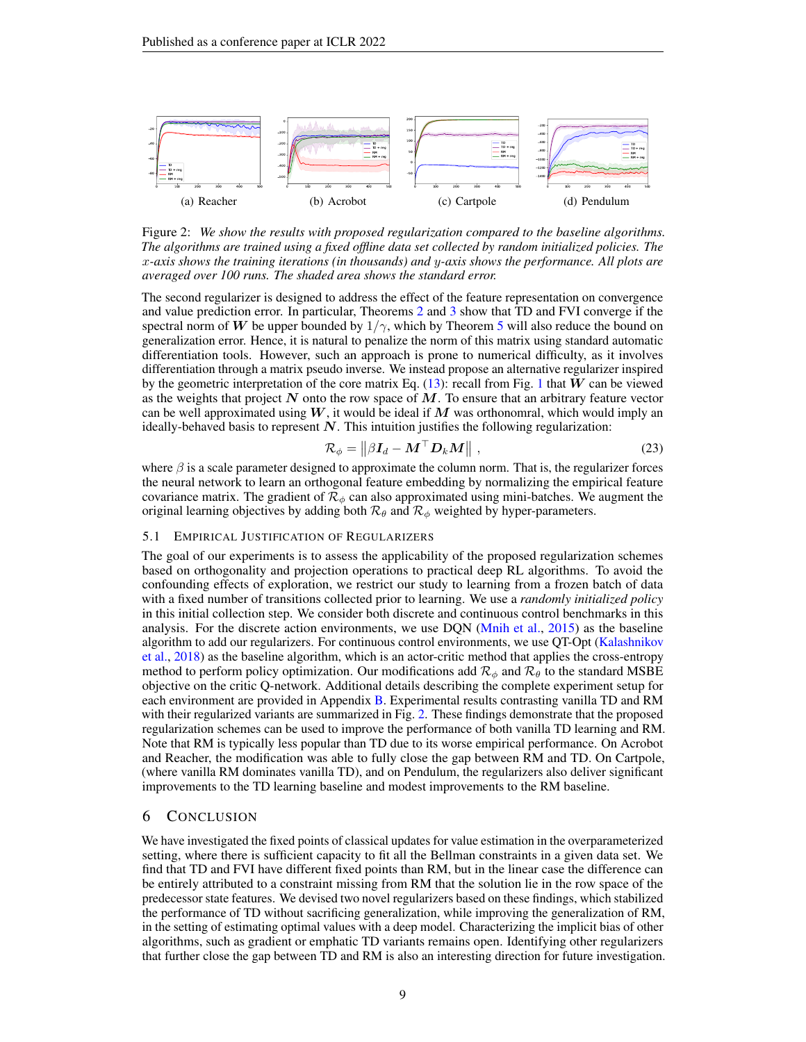(a) Reacher (b) Acrobot (c) Cartpole (d) Pendulum

Figure 2: *We show the results with proposed regularization compared to the baseline algorithms. The algorithms are trained using a fixed offline data set collected by random initialized policies. The $x$-axis shows the training iterations (in thousands) and $y$-axis shows the performance. All plots are averaged over 100 runs. The shaded area shows the standard error.*

The second regularizer is designed to address the effect of the feature representation on convergence and value prediction error. In particular, Theorems 2 and 3 show that TD and FVI converge if the spectral norm of $\boldsymbol{W}$ be upper bounded by $1/\gamma$, which by Theorem 5 will also reduce the bound on generalization error. Hence, it is natural to penalize the norm of this matrix using standard automatic differentiation tools. However, such an approach is prone to numerical difficulty, as it involves differentiation through a matrix pseudo inverse. We instead propose an alternative regularizer inspired by the geometric interpretation of the core matrix Eq. (13): recall from Fig. 1 that $\boldsymbol{W}$ can be viewed as the weights that project $\boldsymbol{N}$ onto the row space of $\boldsymbol{M}$. To ensure that an arbitrary feature vector can be well approximated using $\boldsymbol{W}$, it would be ideal if $\boldsymbol{M}$ was orthonomral, which would imply an ideally-behaved basis to represent $\boldsymbol{N}$. This intuition justifies the following regularization:

$$\mathcal{R}_\phi = \left\| \beta \boldsymbol{I}_d - \boldsymbol{M}^\top \boldsymbol{D}_k \boldsymbol{M} \right\| , \tag{23}$$

where $\beta$ is a scale parameter designed to approximate the column norm. That is, the regularizer forces the neural network to learn an orthogonal feature embedding by normalizing the empirical feature covariance matrix. The gradient of $\mathcal{R}_\phi$ can also approximated using mini-batches. We augment the original learning objectives by adding both $\mathcal{R}_\theta$ and $\mathcal{R}_\phi$ weighted by hyper-parameters.

### 5.1 Empirical Justification of Regularizers

The goal of our experiments is to assess the applicability of the proposed regularization schemes based on orthogonality and projection operations to practical deep RL algorithms. To avoid the confounding effects of exploration, we restrict our study to learning from a frozen batch of data with a fixed number of transitions collected prior to learning. We use a *randomly initialized policy* in this initial collection step. We consider both discrete and continuous control benchmarks in this analysis. For the discrete action environments, we use DQN (Mnih et al., 2015) as the baseline algorithm to add our regularizers. For continuous control environments, we use QT-Opt (Kalashnikov et al., 2018) as the baseline algorithm, which is an actor-critic method that applies the cross-entropy method to perform policy optimization. Our modifications add $\mathcal{R}_\phi$ and $\mathcal{R}_\theta$ to the standard MSBE objective on the critic Q-network. Additional details describing the complete experiment setup for each environment are provided in Appendix B. Experimental results contrasting vanilla TD and RM with their regularized variants are summarized in Fig. 2. These findings demonstrate that the proposed regularization schemes can be used to improve the performance of both vanilla TD learning and RM. Note that RM is typically less popular than TD due to its worse empirical performance. On Acrobot and Reacher, the modification was able to fully close the gap between RM and TD. On Cartpole, (where vanilla RM dominates vanilla TD), and on Pendulum, the regularizers also deliver significant improvements to the TD learning baseline and modest improvements to the RM baseline.

## 6 Conclusion

We have investigated the fixed points of classical updates for value estimation in the overparameterized setting, where there is sufficient capacity to fit all the Bellman constraints in a given data set. We find that TD and FVI have different fixed points than RM, but in the linear case the difference can be entirely attributed to a constraint missing from RM that the solution lie in the row space of the predecessor state features. We devised two novel regularizers based on these findings, which stabilized the performance of TD without sacrificing generalization, while improving the generalization of RM, in the setting of estimating optimal values with a deep model. Characterizing the implicit bias of other algorithms, such as gradient or emphatic TD variants remains open. Identifying other regularizers that further close the gap between TD and RM is also an interesting direction for future investigation.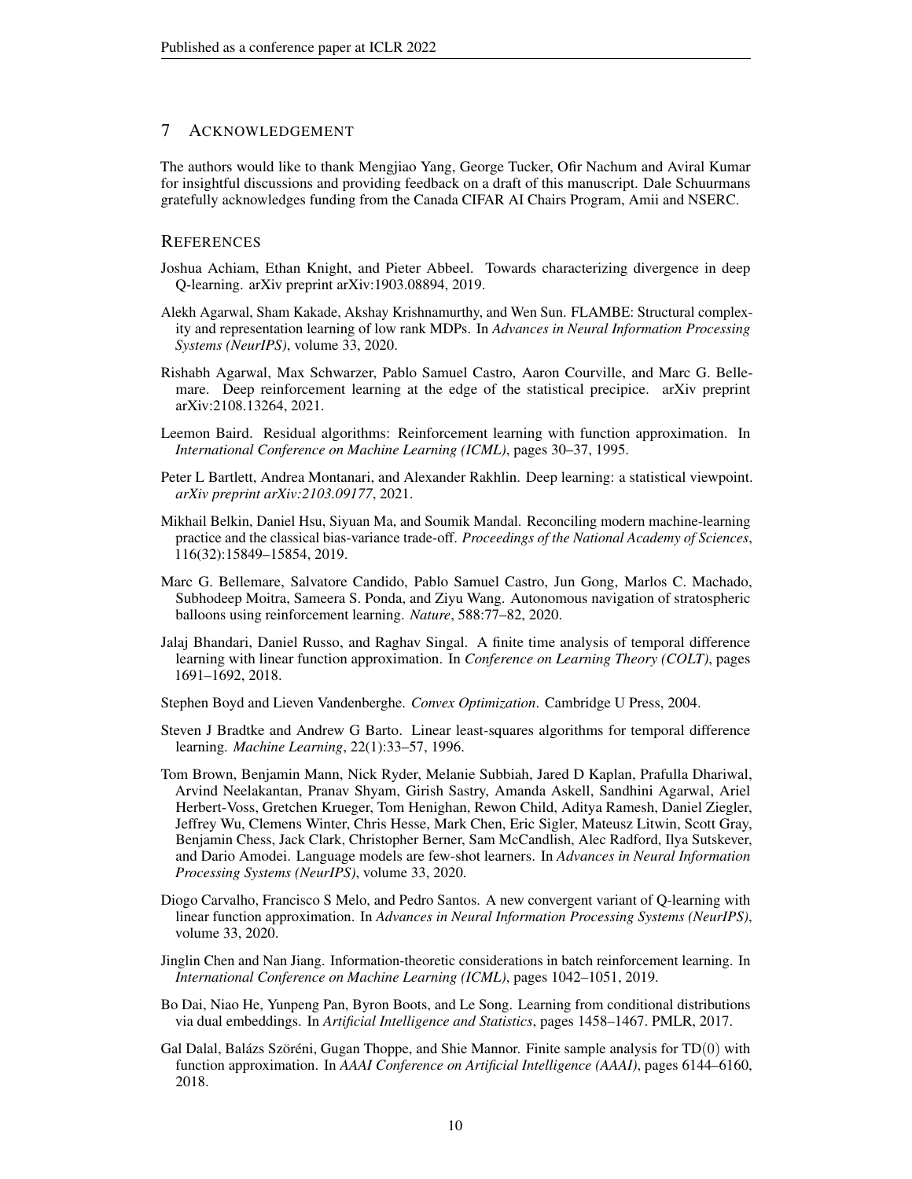## 7 Acknowledgement

The authors would like to thank Mengjiao Yang, George Tucker, Ofir Nachum and Aviral Kumar for insightful discussions and providing feedback on a draft of this manuscript. Dale Schuurmans gratefully acknowledges funding from the Canada CIFAR AI Chairs Program, Amii and NSERC.

## References

Joshua Achiam, Ethan Knight, and Pieter Abbeel. Towards characterizing divergence in deep Q-learning. arXiv preprint arXiv:1903.08894, 2019.

Alekh Agarwal, Sham Kakade, Akshay Krishnamurthy, and Wen Sun. FLAMBE: Structural complexity and representation learning of low rank MDPs. In *Advances in Neural Information Processing Systems (NeurIPS)*, volume 33, 2020.

Rishabh Agarwal, Max Schwarzer, Pablo Samuel Castro, Aaron Courville, and Marc G. Bellemare. Deep reinforcement learning at the edge of the statistical precipice. arXiv preprint arXiv:2108.13264, 2021.

Leemon Baird. Residual algorithms: Reinforcement learning with function approximation. In *International Conference on Machine Learning (ICML)*, pages 30–37, 1995.

Peter L Bartlett, Andrea Montanari, and Alexander Rakhlin. Deep learning: a statistical viewpoint. *arXiv preprint arXiv:2103.09177*, 2021.

Mikhail Belkin, Daniel Hsu, Siyuan Ma, and Soumik Mandal. Reconciling modern machine-learning practice and the classical bias-variance trade-off. *Proceedings of the National Academy of Sciences*, 116(32):15849–15854, 2019.

Marc G. Bellemare, Salvatore Candido, Pablo Samuel Castro, Jun Gong, Marlos C. Machado, Subhodeep Moitra, Sameera S. Ponda, and Ziyu Wang. Autonomous navigation of stratospheric balloons using reinforcement learning. *Nature*, 588:77–82, 2020.

Jalaj Bhandari, Daniel Russo, and Raghav Singal. A finite time analysis of temporal difference learning with linear function approximation. In *Conference on Learning Theory (COLT)*, pages 1691–1692, 2018.

Stephen Boyd and Lieven Vandenberghe. *Convex Optimization*. Cambridge U Press, 2004.

Steven J Bradtke and Andrew G Barto. Linear least-squares algorithms for temporal difference learning. *Machine Learning*, 22(1):33–57, 1996.

Tom Brown, Benjamin Mann, Nick Ryder, Melanie Subbiah, Jared D Kaplan, Prafulla Dhariwal, Arvind Neelakantan, Pranav Shyam, Girish Sastry, Amanda Askell, Sandhini Agarwal, Ariel Herbert-Voss, Gretchen Krueger, Tom Henighan, Rewon Child, Aditya Ramesh, Daniel Ziegler, Jeffrey Wu, Clemens Winter, Chris Hesse, Mark Chen, Eric Sigler, Mateusz Litwin, Scott Gray, Benjamin Chess, Jack Clark, Christopher Berner, Sam McCandlish, Alec Radford, Ilya Sutskever, and Dario Amodei. Language models are few-shot learners. In *Advances in Neural Information Processing Systems (NeurIPS)*, volume 33, 2020.

Diogo Carvalho, Francisco S Melo, and Pedro Santos. A new convergent variant of Q-learning with linear function approximation. In *Advances in Neural Information Processing Systems (NeurIPS)*, volume 33, 2020.

Jinglin Chen and Nan Jiang. Information-theoretic considerations in batch reinforcement learning. In *International Conference on Machine Learning (ICML)*, pages 1042–1051, 2019.

Bo Dai, Niao He, Yunpeng Pan, Byron Boots, and Le Song. Learning from conditional distributions via dual embeddings. In *Artificial Intelligence and Statistics*, pages 1458–1467. PMLR, 2017.

Gal Dalal, Balázs Szörényi, Gugan Thoppe, and Shie Mannor. Finite sample analysis for TD(0) with function approximation. In *AAAI Conference on Artificial Intelligence (AAAI)*, pages 6144–6160, 2018.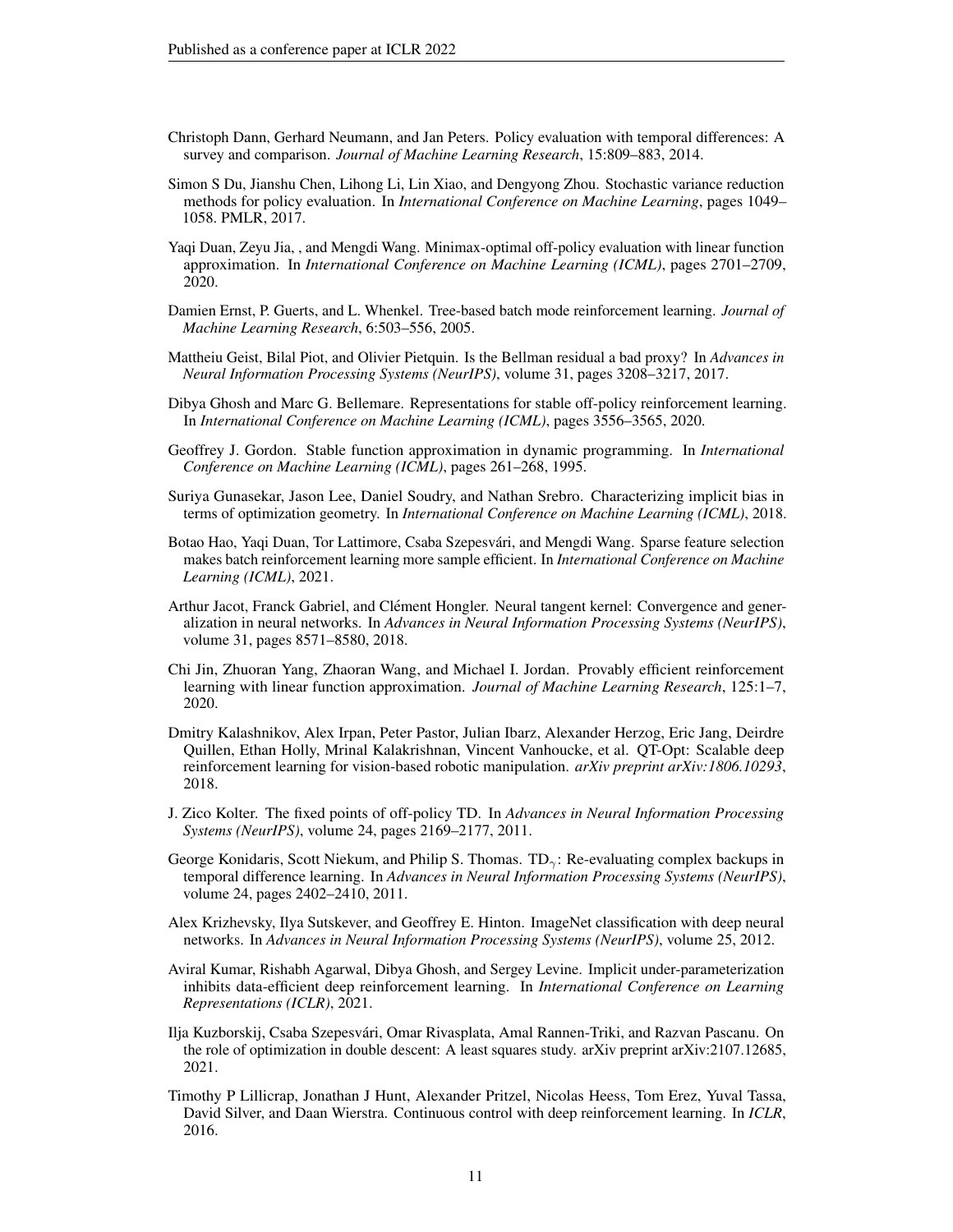Christoph Dann, Gerhard Neumann, and Jan Peters. Policy evaluation with temporal differences: A survey and comparison. *Journal of Machine Learning Research*, 15:809–883, 2014.

Simon S Du, Jianshu Chen, Lihong Li, Lin Xiao, and Dengyong Zhou. Stochastic variance reduction methods for policy evaluation. In *International Conference on Machine Learning*, pages 1049–1058. PMLR, 2017.

Yaqi Duan, Zeyu Jia, , and Mengdi Wang. Minimax-optimal off-policy evaluation with linear function approximation. In *International Conference on Machine Learning (ICML)*, pages 2701–2709, 2020.

Damien Ernst, P. Guerts, and L. Whenkel. Tree-based batch mode reinforcement learning. *Journal of Machine Learning Research*, 6:503–556, 2005.

Mattheiu Geist, Bilal Piot, and Olivier Pietquin. Is the Bellman residual a bad proxy? In *Advances in Neural Information Processing Systems (NeurIPS)*, volume 31, pages 3208–3217, 2017.

Dibya Ghosh and Marc G. Bellemare. Representations for stable off-policy reinforcement learning. In *International Conference on Machine Learning (ICML)*, pages 3556–3565, 2020.

Geoffrey J. Gordon. Stable function approximation in dynamic programming. In *International Conference on Machine Learning (ICML)*, pages 261–268, 1995.

Suriya Gunasekar, Jason Lee, Daniel Soudry, and Nathan Srebro. Characterizing implicit bias in terms of optimization geometry. In *International Conference on Machine Learning (ICML)*, 2018.

Botao Hao, Yaqi Duan, Tor Lattimore, Csaba Szepesvári, and Mengdi Wang. Sparse feature selection makes batch reinforcement learning more sample efficient. In *International Conference on Machine Learning (ICML)*, 2021.

Arthur Jacot, Franck Gabriel, and Clément Hongler. Neural tangent kernel: Convergence and generalization in neural networks. In *Advances in Neural Information Processing Systems (NeurIPS)*, volume 31, pages 8571–8580, 2018.

Chi Jin, Zhuoran Yang, Zhaoran Wang, and Michael I. Jordan. Provably efficient reinforcement learning with linear function approximation. *Journal of Machine Learning Research*, 125:1–7, 2020.

Dmitry Kalashnikov, Alex Irpan, Peter Pastor, Julian Ibarz, Alexander Herzog, Eric Jang, Deirdre Quillen, Ethan Holly, Mrinal Kalakrishnan, Vincent Vanhoucke, et al. QT-Opt: Scalable deep reinforcement learning for vision-based robotic manipulation. *arXiv preprint arXiv:1806.10293*, 2018.

J. Zico Kolter. The fixed points of off-policy TD. In *Advances in Neural Information Processing Systems (NeurIPS)*, volume 24, pages 2169–2177, 2011.

George Konidaris, Scott Niekum, and Philip S. Thomas. $\text{TD}_\gamma$: Re-evaluating complex backups in temporal difference learning. In *Advances in Neural Information Processing Systems (NeurIPS)*, volume 24, pages 2402–2410, 2011.

Alex Krizhevsky, Ilya Sutskever, and Geoffrey E. Hinton. ImageNet classification with deep neural networks. In *Advances in Neural Information Processing Systems (NeurIPS)*, volume 25, 2012.

Aviral Kumar, Rishabh Agarwal, Dibya Ghosh, and Sergey Levine. Implicit under-parameterization inhibits data-efficient deep reinforcement learning. In *International Conference on Learning Representations (ICLR)*, 2021.

Ilja Kuzborskij, Csaba Szepesvári, Omar Rivasplata, Amal Rannen-Triki, and Razvan Pascanu. On the role of optimization in double descent: A least squares study. arXiv preprint arXiv:2107.12685, 2021.

Timothy P Lillicrap, Jonathan J Hunt, Alexander Pritzel, Nicolas Heess, Tom Erez, Yuval Tassa, David Silver, and Daan Wierstra. Continuous control with deep reinforcement learning. In *ICLR*, 2016.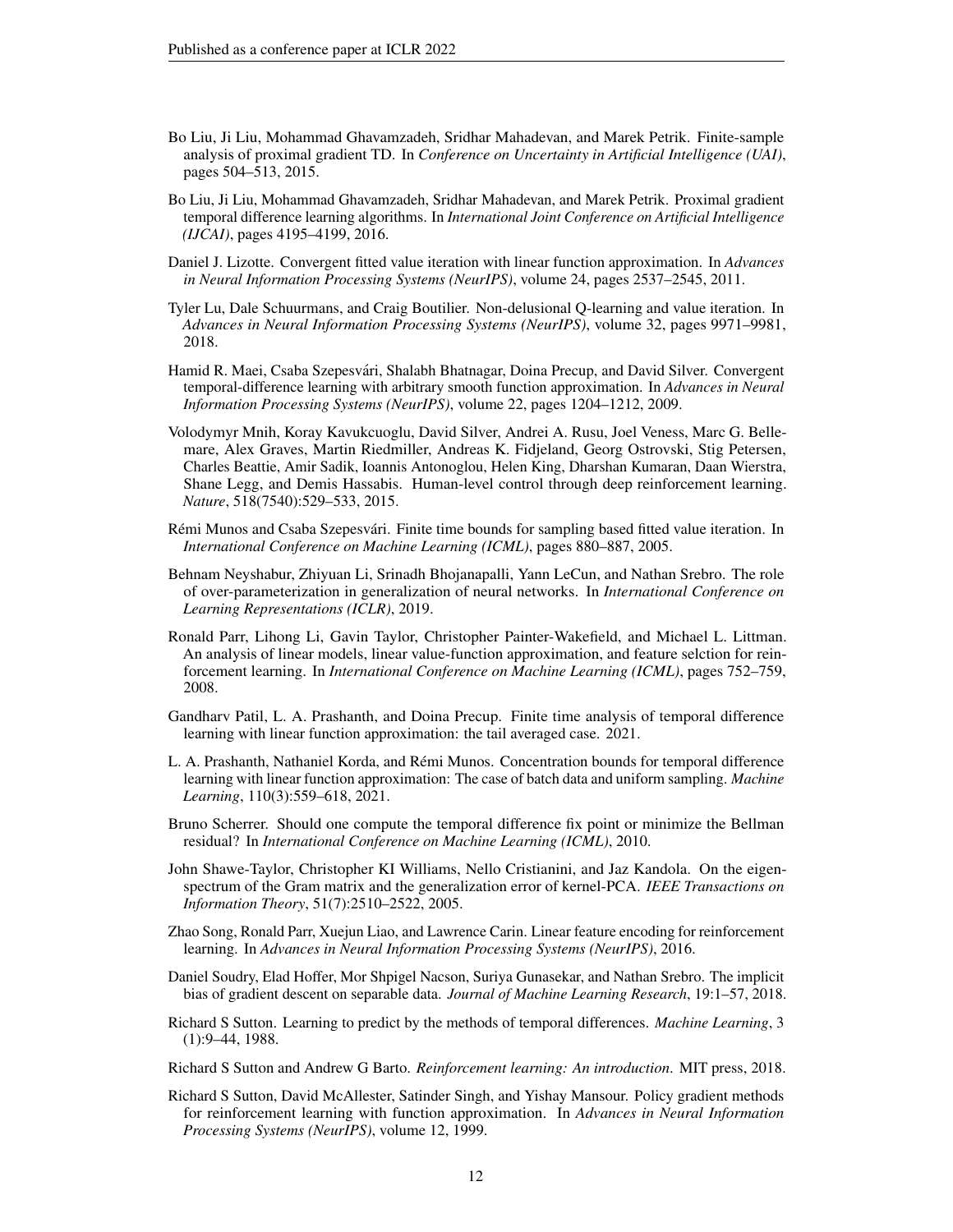Bo Liu, Ji Liu, Mohammad Ghavamzadeh, Sridhar Mahadevan, and Marek Petrik. Finite-sample analysis of proximal gradient TD. In *Conference on Uncertainty in Artificial Intelligence (UAI)*, pages 504–513, 2015.

Bo Liu, Ji Liu, Mohammad Ghavamzadeh, Sridhar Mahadevan, and Marek Petrik. Proximal gradient temporal difference learning algorithms. In *International Joint Conference on Artificial Intelligence (IJCAI)*, pages 4195–4199, 2016.

Daniel J. Lizotte. Convergent fitted value iteration with linear function approximation. In *Advances in Neural Information Processing Systems (NeurIPS)*, volume 24, pages 2537–2545, 2011.

Tyler Lu, Dale Schuurmans, and Craig Boutilier. Non-delusional Q-learning and value iteration. In *Advances in Neural Information Processing Systems (NeurIPS)*, volume 32, pages 9971–9981, 2018.

Hamid R. Maei, Csaba Szepesvári, Shalabh Bhatnagar, Doina Precup, and David Silver. Convergent temporal-difference learning with arbitrary smooth function approximation. In *Advances in Neural Information Processing Systems (NeurIPS)*, volume 22, pages 1204–1212, 2009.

Volodymyr Mnih, Koray Kavukcuoglu, David Silver, Andrei A. Rusu, Joel Veness, Marc G. Bellemare, Alex Graves, Martin Riedmiller, Andreas K. Fidjeland, Georg Ostrovski, Stig Petersen, Charles Beattie, Amir Sadik, Ioannis Antonoglou, Helen King, Dharshan Kumaran, Daan Wierstra, Shane Legg, and Demis Hassabis. Human-level control through deep reinforcement learning. *Nature*, 518(7540):529–533, 2015.

Rémi Munos and Csaba Szepesvári. Finite time bounds for sampling based fitted value iteration. In *International Conference on Machine Learning (ICML)*, pages 880–887, 2005.

Behnam Neyshabur, Zhiyuan Li, Srinadh Bhojanapalli, Yann LeCun, and Nathan Srebro. The role of over-parameterization in generalization of neural networks. In *International Conference on Learning Representations (ICLR)*, 2019.

Ronald Parr, Lihong Li, Gavin Taylor, Christopher Painter-Wakefield, and Michael L. Littman. An analysis of linear models, linear value-function approximation, and feature selction for reinforcement learning. In *International Conference on Machine Learning (ICML)*, pages 752–759, 2008.

Gandharv Patil, L. A. Prashanth, and Doina Precup. Finite time analysis of temporal difference learning with linear function approximation: the tail averaged case. 2021.

L. A. Prashanth, Nathaniel Korda, and Rémi Munos. Concentration bounds for temporal difference learning with linear function approximation: The case of batch data and uniform sampling. *Machine Learning*, 110(3):559–618, 2021.

Bruno Scherrer. Should one compute the temporal difference fix point or minimize the Bellman residual? In *International Conference on Machine Learning (ICML)*, 2010.

John Shawe-Taylor, Christopher KI Williams, Nello Cristianini, and Jaz Kandola. On the eigenspectrum of the Gram matrix and the generalization error of kernel-PCA. *IEEE Transactions on Information Theory*, 51(7):2510–2522, 2005.

Zhao Song, Ronald Parr, Xuejun Liao, and Lawrence Carin. Linear feature encoding for reinforcement learning. In *Advances in Neural Information Processing Systems (NeurIPS)*, 2016.

Daniel Soudry, Elad Hoffer, Mor Shpigel Nacson, Suriya Gunasekar, and Nathan Srebro. The implicit bias of gradient descent on separable data. *Journal of Machine Learning Research*, 19:1–57, 2018.

Richard S Sutton. Learning to predict by the methods of temporal differences. *Machine Learning*, 3 (1):9–44, 1988.

Richard S Sutton and Andrew G Barto. *Reinforcement learning: An introduction*. MIT press, 2018.

Richard S Sutton, David McAllester, Satinder Singh, and Yishay Mansour. Policy gradient methods for reinforcement learning with function approximation. In *Advances in Neural Information Processing Systems (NeurIPS)*, volume 12, 1999.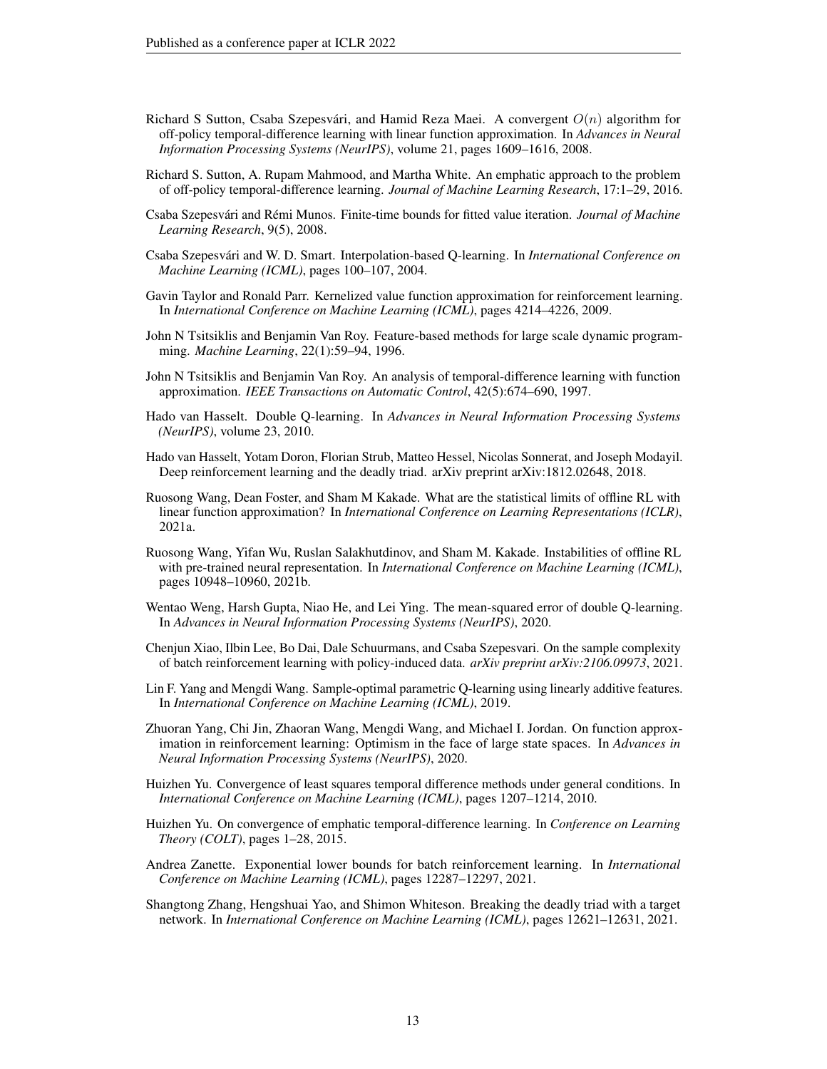Richard S Sutton, Csaba Szepesvári, and Hamid Reza Maei. A convergent $O(n)$ algorithm for off-policy temporal-difference learning with linear function approximation. In *Advances in Neural Information Processing Systems (NeurIPS)*, volume 21, pages 1609–1616, 2008.

Richard S. Sutton, A. Rupam Mahmood, and Martha White. An emphatic approach to the problem of off-policy temporal-difference learning. *Journal of Machine Learning Research*, 17:1–29, 2016.

Csaba Szepesvári and Rémi Munos. Finite-time bounds for fitted value iteration. *Journal of Machine Learning Research*, 9(5), 2008.

Csaba Szepesvári and W. D. Smart. Interpolation-based Q-learning. In *International Conference on Machine Learning (ICML)*, pages 100–107, 2004.

Gavin Taylor and Ronald Parr. Kernelized value function approximation for reinforcement learning. In *International Conference on Machine Learning (ICML)*, pages 4214–4226, 2009.

John N Tsitsiklis and Benjamin Van Roy. Feature-based methods for large scale dynamic programming. *Machine Learning*, 22(1):59–94, 1996.

John N Tsitsiklis and Benjamin Van Roy. An analysis of temporal-difference learning with function approximation. *IEEE Transactions on Automatic Control*, 42(5):674–690, 1997.

Hado van Hasselt. Double Q-learning. In *Advances in Neural Information Processing Systems (NeurIPS)*, volume 23, 2010.

Hado van Hasselt, Yotam Doron, Florian Strub, Matteo Hessel, Nicolas Sonnerat, and Joseph Modayil. Deep reinforcement learning and the deadly triad. arXiv preprint arXiv:1812.02648, 2018.

Ruosong Wang, Dean Foster, and Sham M Kakade. What are the statistical limits of offline RL with linear function approximation? In *International Conference on Learning Representations (ICLR)*, 2021a.

Ruosong Wang, Yifan Wu, Ruslan Salakhutdinov, and Sham M. Kakade. Instabilities of offline RL with pre-trained neural representation. In *International Conference on Machine Learning (ICML)*, pages 10948–10960, 2021b.

Wentao Weng, Harsh Gupta, Niao He, and Lei Ying. The mean-squared error of double Q-learning. In *Advances in Neural Information Processing Systems (NeurIPS)*, 2020.

Chenjun Xiao, Ilbin Lee, Bo Dai, Dale Schuurmans, and Csaba Szepesvari. On the sample complexity of batch reinforcement learning with policy-induced data. *arXiv preprint arXiv:2106.09973*, 2021.

Lin F. Yang and Mengdi Wang. Sample-optimal parametric Q-learning using linearly additive features. In *International Conference on Machine Learning (ICML)*, 2019.

Zhuoran Yang, Chi Jin, Zhaoran Wang, Mengdi Wang, and Michael I. Jordan. On function approximation in reinforcement learning: Optimism in the face of large state spaces. In *Advances in Neural Information Processing Systems (NeurIPS)*, 2020.

Huizhen Yu. Convergence of least squares temporal difference methods under general conditions. In *International Conference on Machine Learning (ICML)*, pages 1207–1214, 2010.

Huizhen Yu. On convergence of emphatic temporal-difference learning. In *Conference on Learning Theory (COLT)*, pages 1–28, 2015.

Andrea Zanette. Exponential lower bounds for batch reinforcement learning. In *International Conference on Machine Learning (ICML)*, pages 12287–12297, 2021.

Shangtong Zhang, Hengshuai Yao, and Shimon Whiteson. Breaking the deadly triad with a target network. In *International Conference on Machine Learning (ICML)*, pages 12621–12631, 2021.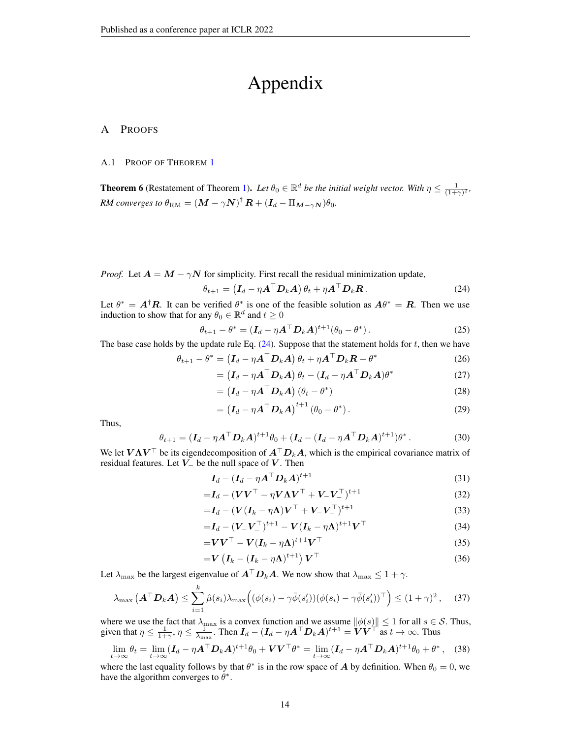# Appendix

## A Proofs

### A.1 Proof of Theorem 1

**Theorem 6** (Restatement of Theorem 1). *Let $\theta_0 \in \mathbb{R}^d$ be the initial weight vector. With $\eta \leq \frac{1}{(1+\gamma)^2}$, RM converges to $\theta_{\mathrm{RM}} = (\boldsymbol{M} - \gamma \boldsymbol{N})^{\dagger} \boldsymbol{R} + (\boldsymbol{I}_d - \Pi_{\boldsymbol{M}-\gamma\boldsymbol{N}})\theta_0$.*

*Proof.* Let $\boldsymbol{A} = \boldsymbol{M} - \gamma \boldsymbol{N}$ for simplicity. First recall the residual minimization update,

$$\theta_{t+1} = \left(\boldsymbol{I}_d - \eta \boldsymbol{A}^\top \boldsymbol{D}_k \boldsymbol{A}\right) \theta_t + \eta \boldsymbol{A}^\top \boldsymbol{D}_k \boldsymbol{R} \,. \tag{24}$$

Let $\theta^* = \boldsymbol{A}^\dagger \boldsymbol{R}$. It can be verified $\theta^*$ is one of the feasible solution as $\boldsymbol{A}\theta^* = \boldsymbol{R}$. Then we use induction to show that for any $\theta_0 \in \mathbb{R}^d$ and $t \geq 0$

$$\theta_{t+1} - \theta^* = (\boldsymbol{I}_d - \eta \boldsymbol{A}^\top \boldsymbol{D}_k \boldsymbol{A})^{t+1} (\theta_0 - \theta^*) \,. \tag{25}$$

The base case holds by the update rule Eq. (24). Suppose that the statement holds for $t$, then we have

$$\theta_{t+1} - \theta^* = \left(\boldsymbol{I}_d - \eta \boldsymbol{A}^\top \boldsymbol{D}_k \boldsymbol{A}\right) \theta_t + \eta \boldsymbol{A}^\top \boldsymbol{D}_k \boldsymbol{R} - \theta^* \tag{26}$$

$$= \left(\boldsymbol{I}_d - \eta \boldsymbol{A}^\top \boldsymbol{D}_k \boldsymbol{A}\right) \theta_t - (\boldsymbol{I}_d - \eta \boldsymbol{A}^\top \boldsymbol{D}_k \boldsymbol{A})\theta^* \tag{27}$$

$$= \left(\boldsymbol{I}_d - \eta \boldsymbol{A}^\top \boldsymbol{D}_k \boldsymbol{A}\right) (\theta_t - \theta^*) \tag{28}$$

$$= \left(\boldsymbol{I}_d - \eta \boldsymbol{A}^\top \boldsymbol{D}_k \boldsymbol{A}\right)^{t+1} (\theta_0 - \theta^*) \,. \tag{29}$$

Thus,

$$\theta_{t+1} = (\boldsymbol{I}_d - \eta \boldsymbol{A}^\top \boldsymbol{D}_k \boldsymbol{A})^{t+1} \theta_0 + (\boldsymbol{I}_d - (\boldsymbol{I}_d - \eta \boldsymbol{A}^\top \boldsymbol{D}_k \boldsymbol{A})^{t+1})\theta^* \,. \tag{30}$$

We let $\boldsymbol{V\Lambda V}^\top$ be its eigendecomposition of $\boldsymbol{A}^\top \boldsymbol{D}_k \boldsymbol{A}$, which is the empirical covariance matrix of residual features. Let $\boldsymbol{V}_{-}$ be the null space of $\boldsymbol{V}$. Then

$$\boldsymbol{I}_d - (\boldsymbol{I}_d - \eta \boldsymbol{A}^\top \boldsymbol{D}_k \boldsymbol{A})^{t+1} \tag{31}$$

$$= \boldsymbol{I}_d - (\boldsymbol{V}\boldsymbol{V}^\top - \eta \boldsymbol{V}\boldsymbol{\Lambda}\boldsymbol{V}^\top + \boldsymbol{V}_{-}\boldsymbol{V}_{-}^\top)^{t+1} \tag{32}$$

$$= \boldsymbol{I}_d - (\boldsymbol{V}(\boldsymbol{I}_k - \eta \boldsymbol{\Lambda})\boldsymbol{V}^\top + \boldsymbol{V}_{-}\boldsymbol{V}_{-}^\top)^{t+1} \tag{33}$$

$$= \boldsymbol{I}_d - (\boldsymbol{V}_{-}\boldsymbol{V}_{-}^\top)^{t+1} - \boldsymbol{V}(\boldsymbol{I}_k - \eta \boldsymbol{\Lambda})^{t+1}\boldsymbol{V}^\top \tag{34}$$

$$= \boldsymbol{V}\boldsymbol{V}^\top - \boldsymbol{V}(\boldsymbol{I}_k - \eta \boldsymbol{\Lambda})^{t+1}\boldsymbol{V}^\top \tag{35}$$

$$= \boldsymbol{V}\left(\boldsymbol{I}_k - (\boldsymbol{I}_k - \eta \boldsymbol{\Lambda})^{t+1}\right)\boldsymbol{V}^\top \tag{36}$$

Let $\lambda_{\max}$ be the largest eigenvalue of $\boldsymbol{A}^\top \boldsymbol{D}_k \boldsymbol{A}$. We now show that $\lambda_{\max} \leq 1 + \gamma$.

$$\lambda_{\max}\left(\boldsymbol{A}^\top \boldsymbol{D}_k \boldsymbol{A}\right) \leq \sum_{i=1}^{k} \hat{\mu}(s_i) \lambda_{\max}\Big((\phi(s_i) - \gamma \bar{\phi}(s_i'))(\phi(s_i) - \gamma \bar{\phi}(s_i'))^\top\Big) \leq (1+\gamma)^2 \,, \tag{37}$$

where we use the fact that $\lambda_{\max}$ is a convex function and we assume $\|\phi(s)\| \leq 1$ for all $s \in \mathcal{S}$. Thus, given that $\eta \leq \frac{1}{1+\gamma}$, $\eta \leq \frac{1}{\lambda_{\max}}$. Then $\boldsymbol{I}_d - (\boldsymbol{I}_d - \eta \boldsymbol{A}^\top \boldsymbol{D}_k \boldsymbol{A})^{t+1} = \boldsymbol{V}\boldsymbol{V}^\top$ as $t \to \infty$. Thus

$$\lim_{t\to\infty} \theta_t = \lim_{t\to\infty} (\boldsymbol{I}_d - \eta \boldsymbol{A}^\top \boldsymbol{D}_k \boldsymbol{A})^{t+1} \theta_0 + \boldsymbol{V}\boldsymbol{V}^\top \theta^* = \lim_{t\to\infty} (\boldsymbol{I}_d - \eta \boldsymbol{A}^\top \boldsymbol{D}_k \boldsymbol{A})^{t+1} \theta_0 + \theta^* \,, \tag{38}$$

where the last equality follows by that $\theta^*$ is in the row space of $\boldsymbol{A}$ by definition. When $\theta_0 = 0$, we have the algorithm converges to $\theta^*$.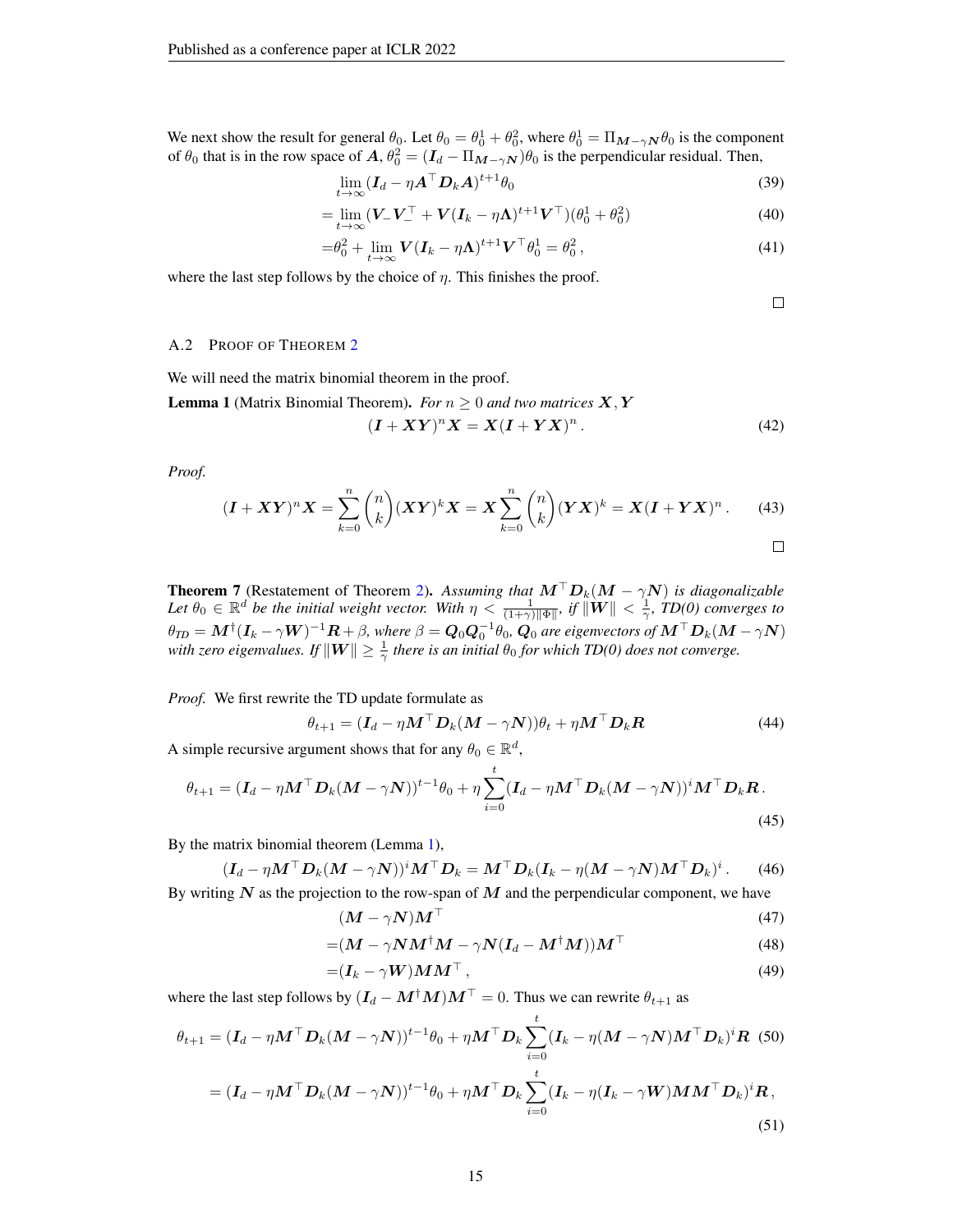We next show the result for general $\theta_0$. Let $\theta_0 = \theta_0^1 + \theta_0^2$, where $\theta_0^1 = \Pi_{\boldsymbol{M}-\gamma\boldsymbol{N}}\theta_0$ is the component of $\theta_0$ that is in the row space of $\boldsymbol{A}$, $\theta_0^2 = (\boldsymbol{I}_d - \Pi_{\boldsymbol{M}-\gamma\boldsymbol{N}})\theta_0$ is the perpendicular residual. Then,

$$\lim_{t\to\infty}(\boldsymbol{I}_d - \eta\boldsymbol{A}^\top\boldsymbol{D}_k\boldsymbol{A})^{t+1}\theta_0 \tag{39}$$

$$= \lim_{t\to\infty}(\boldsymbol{V}_-\boldsymbol{V}_-^\top + \boldsymbol{V}(\boldsymbol{I}_k - \eta\boldsymbol{\Lambda})^{t+1}\boldsymbol{V}^\top)(\theta_0^1 + \theta_0^2) \tag{40}$$

$$=\theta_0^2 + \lim_{t\to\infty}\boldsymbol{V}(\boldsymbol{I}_k - \eta\boldsymbol{\Lambda})^{t+1}\boldsymbol{V}^\top\theta_0^1 = \theta_0^2\,, \tag{41}$$

where the last step follows by the choice of $\eta$. This finishes the proof.

∎

### A.2 Proof of Theorem 2

We will need the matrix binomial theorem in the proof.

**Lemma 1** (Matrix Binomial Theorem). *For $n \geq 0$ and two matrices $\boldsymbol{X}, \boldsymbol{Y}$*

$$(\boldsymbol{I} + \boldsymbol{X}\boldsymbol{Y})^n\boldsymbol{X} = \boldsymbol{X}(\boldsymbol{I} + \boldsymbol{Y}\boldsymbol{X})^n\,. \tag{42}$$

*Proof.*

$$(\boldsymbol{I} + \boldsymbol{X}\boldsymbol{Y})^n\boldsymbol{X} = \sum_{k=0}^{n}\binom{n}{k}(\boldsymbol{X}\boldsymbol{Y})^k\boldsymbol{X} = \boldsymbol{X}\sum_{k=0}^{n}\binom{n}{k}(\boldsymbol{Y}\boldsymbol{X})^k = \boldsymbol{X}(\boldsymbol{I} + \boldsymbol{Y}\boldsymbol{X})^n\,. \tag{43}$$

∎

**Theorem 7** (Restatement of Theorem 2). *Assuming that $\boldsymbol{M}^\top\boldsymbol{D}_k(\boldsymbol{M} - \gamma\boldsymbol{N})$ is diagonalizable Let $\theta_0 \in \mathbb{R}^d$ be the initial weight vector. With $\eta < \frac{1}{(1+\gamma)\|\Phi\|}$, if $\|\boldsymbol{W}\| < \frac{1}{\gamma}$, TD(0) converges to $\theta_{TD} = \boldsymbol{M}^\dagger(\boldsymbol{I}_k - \gamma\boldsymbol{W})^{-1}\boldsymbol{R} + \beta$, where $\beta = \boldsymbol{Q}_0\boldsymbol{Q}_0^{-1}\theta_0$, $\boldsymbol{Q}_0$ are eigenvectors of $\boldsymbol{M}^\top\boldsymbol{D}_k(\boldsymbol{M} - \gamma\boldsymbol{N})$ with zero eigenvalues. If $\|\boldsymbol{W}\| \geq \frac{1}{\gamma}$ there is an initial $\theta_0$ for which TD(0) does not converge.*

*Proof.* We first rewrite the TD update formulate as

$$\theta_{t+1} = (\boldsymbol{I}_d - \eta\boldsymbol{M}^\top\boldsymbol{D}_k(\boldsymbol{M} - \gamma\boldsymbol{N}))\theta_t + \eta\boldsymbol{M}^\top\boldsymbol{D}_k\boldsymbol{R} \tag{44}$$

A simple recursive argument shows that for any $\theta_0 \in \mathbb{R}^d$,

$$\theta_{t+1} = (\boldsymbol{I}_d - \eta\boldsymbol{M}^\top\boldsymbol{D}_k(\boldsymbol{M} - \gamma\boldsymbol{N}))^{t-1}\theta_0 + \eta\sum_{i=0}^{t}(\boldsymbol{I}_d - \eta\boldsymbol{M}^\top\boldsymbol{D}_k(\boldsymbol{M} - \gamma\boldsymbol{N}))^i\boldsymbol{M}^\top\boldsymbol{D}_k\boldsymbol{R}\,. \tag{45}$$

By the matrix binomial theorem (Lemma 1),

$$(\boldsymbol{I}_d - \eta\boldsymbol{M}^\top\boldsymbol{D}_k(\boldsymbol{M} - \gamma\boldsymbol{N}))^i\boldsymbol{M}^\top\boldsymbol{D}_k = \boldsymbol{M}^\top\boldsymbol{D}_k(\boldsymbol{I}_k - \eta(\boldsymbol{M} - \gamma\boldsymbol{N})\boldsymbol{M}^\top\boldsymbol{D}_k)^i\,. \tag{46}$$

By writing $\boldsymbol{N}$ as the projection to the row-span of $\boldsymbol{M}$ and the perpendicular component, we have

$$(\boldsymbol{M} - \gamma\boldsymbol{N})\boldsymbol{M}^\top \tag{47}$$

$$=(\boldsymbol{M} - \gamma\boldsymbol{N}\boldsymbol{M}^\dagger\boldsymbol{M} - \gamma\boldsymbol{N}(\boldsymbol{I}_d - \boldsymbol{M}^\dagger\boldsymbol{M}))\boldsymbol{M}^\top \tag{48}$$

$$=(\boldsymbol{I}_k - \gamma\boldsymbol{W})\boldsymbol{M}\boldsymbol{M}^\top\,, \tag{49}$$

where the last step follows by $(\boldsymbol{I}_d - \boldsymbol{M}^\dagger\boldsymbol{M})\boldsymbol{M}^\top = 0$. Thus we can rewrite $\theta_{t+1}$ as

$$\theta_{t+1} = (\boldsymbol{I}_d - \eta\boldsymbol{M}^\top\boldsymbol{D}_k(\boldsymbol{M} - \gamma\boldsymbol{N}))^{t-1}\theta_0 + \eta\boldsymbol{M}^\top\boldsymbol{D}_k\sum_{i=0}^{t}(\boldsymbol{I}_k - \eta(\boldsymbol{M} - \gamma\boldsymbol{N})\boldsymbol{M}^\top\boldsymbol{D}_k)^i\boldsymbol{R} \tag{50}$$

$$= (\boldsymbol{I}_d - \eta\boldsymbol{M}^\top\boldsymbol{D}_k(\boldsymbol{M} - \gamma\boldsymbol{N}))^{t-1}\theta_0 + \eta\boldsymbol{M}^\top\boldsymbol{D}_k\sum_{i=0}^{t}(\boldsymbol{I}_k - \eta(\boldsymbol{I}_k - \gamma\boldsymbol{W})\boldsymbol{M}\boldsymbol{M}^\top\boldsymbol{D}_k)^i\boldsymbol{R}\,, \tag{51}$$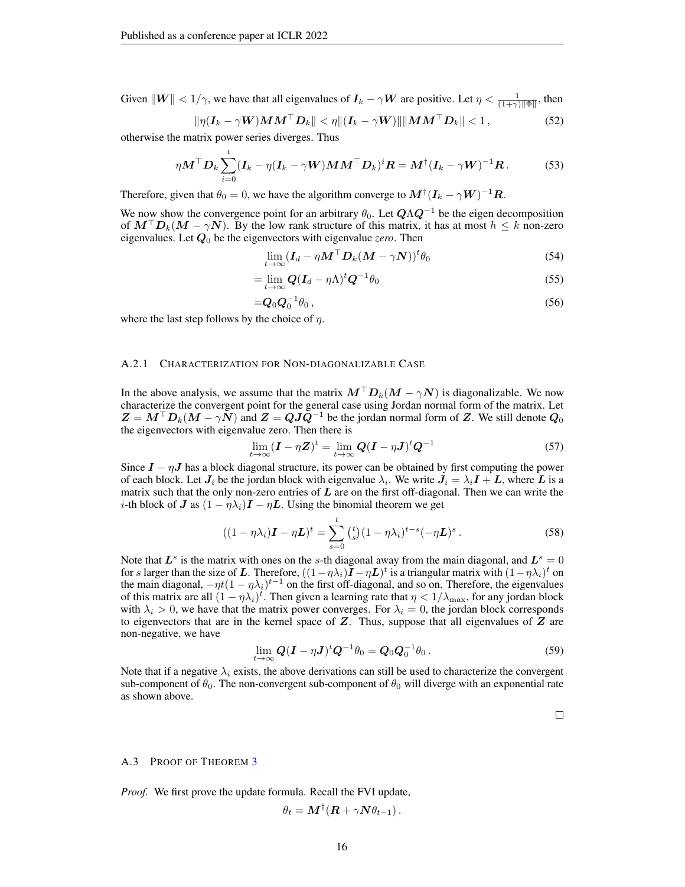Given $\|\boldsymbol{W}\| < 1/\gamma$, we have that all eigenvalues of $\boldsymbol{I}_k - \gamma \boldsymbol{W}$ are positive. Let $\eta < \frac{1}{(1+\gamma)\|\Phi\|}$, then

$$\|\eta(\boldsymbol{I}_k - \gamma \boldsymbol{W})\boldsymbol{M}\boldsymbol{M}^\top \boldsymbol{D}_k\| < \eta \|(\boldsymbol{I}_k - \gamma \boldsymbol{W})\| \|\boldsymbol{M}\boldsymbol{M}^\top \boldsymbol{D}_k\| < 1\,, \tag{52}$$

otherwise the matrix power series diverges. Thus

$$\eta \boldsymbol{M}^\top \boldsymbol{D}_k \sum_{i=0}^{t} (\boldsymbol{I}_k - \eta(\boldsymbol{I}_k - \gamma \boldsymbol{W})\boldsymbol{M}\boldsymbol{M}^\top \boldsymbol{D}_k)^i \boldsymbol{R} = \boldsymbol{M}^\dagger (\boldsymbol{I}_k - \gamma \boldsymbol{W})^{-1} \boldsymbol{R}\,. \tag{53}$$

Therefore, given that $\theta_0 = 0$, we have the algorithm converge to $\boldsymbol{M}^\dagger (\boldsymbol{I}_k - \gamma \boldsymbol{W})^{-1} \boldsymbol{R}$.

We now show the convergence point for an arbitrary $\theta_0$. Let $\boldsymbol{Q}\Lambda\boldsymbol{Q}^{-1}$ be the eigen decomposition of $\boldsymbol{M}^\top \boldsymbol{D}_k(\boldsymbol{M} - \gamma \boldsymbol{N})$. By the low rank structure of this matrix, it has at most $h \leq k$ non-zero eigenvalues. Let $\boldsymbol{Q}_0$ be the eigenvectors with eigenvalue *zero*. Then

$$\lim_{t\to\infty} (\boldsymbol{I}_d - \eta \boldsymbol{M}^\top \boldsymbol{D}_k(\boldsymbol{M} - \gamma \boldsymbol{N}))^t \theta_0 \tag{54}$$

$$= \lim_{t\to\infty} \boldsymbol{Q}(\boldsymbol{I}_d - \eta\Lambda)^t \boldsymbol{Q}^{-1}\theta_0 \tag{55}$$

$$= \boldsymbol{Q}_0\boldsymbol{Q}_0^{-1}\theta_0\,, \tag{56}$$

where the last step follows by the choice of $\eta$.

### A.2.1 Characterization for Non-diagonalizable Case

In the above analysis, we assume that the matrix $\boldsymbol{M}^\top \boldsymbol{D}_k(\boldsymbol{M} - \gamma \boldsymbol{N})$ is diagonalizable. We now characterize the convergent point for the general case using Jordan normal form of the matrix. Let $\boldsymbol{Z} = \boldsymbol{M}^\top \boldsymbol{D}_k(\boldsymbol{M} - \gamma \boldsymbol{N})$ and $\boldsymbol{Z} = \boldsymbol{Q}\boldsymbol{J}\boldsymbol{Q}^{-1}$ be the jordan normal form of $\boldsymbol{Z}$. We still denote $\boldsymbol{Q}_0$ the eigenvectors with eigenvalue zero. Then there is

$$\lim_{t\to\infty} (\boldsymbol{I} - \eta \boldsymbol{Z})^t = \lim_{t\to\infty} \boldsymbol{Q}(\boldsymbol{I} - \eta \boldsymbol{J})^t \boldsymbol{Q}^{-1} \tag{57}$$

Since $\boldsymbol{I} - \eta \boldsymbol{J}$ has a block diagonal structure, its power can be obtained by first computing the power of each block. Let $\boldsymbol{J}_i$ be the jordan block with eigenvalue $\lambda_i$. We write $\boldsymbol{J}_i = \lambda_i \boldsymbol{I} + \boldsymbol{L}$, where $\boldsymbol{L}$ is a matrix such that the only non-zero entries of $\boldsymbol{L}$ are on the first off-diagonal. Then we can write the $i$-th block of $\boldsymbol{J}$ as $(1 - \eta\lambda_i)\boldsymbol{I} - \eta \boldsymbol{L}$. Using the binomial theorem we get

$$((1 - \eta\lambda_i)\boldsymbol{I} - \eta \boldsymbol{L})^t = \sum_{s=0}^{t} \binom{t}{s} (1 - \eta\lambda_i)^{t-s} (-\eta \boldsymbol{L})^s\,. \tag{58}$$

Note that $\boldsymbol{L}^s$ is the matrix with ones on the $s$-th diagonal away from the main diagonal, and $\boldsymbol{L}^s = 0$ for $s$ larger than the size of $\boldsymbol{L}$. Therefore, $((1 - \eta\lambda_i)\boldsymbol{I} - \eta \boldsymbol{L})^t$ is a triangular matrix with $(1 - \eta\lambda_i)^t$ on the main diagonal, $-\eta t(1 - \eta\lambda_i)^{t-1}$ on the first off-diagonal, and so on. Therefore, the eigenvalues of this matrix are all $(1 - \eta\lambda_i)^t$. Then given a learning rate that $\eta < 1/\lambda_{\max}$, for any jordan block with $\lambda_i > 0$, we have that the matrix power converges. For $\lambda_i = 0$, the jordan block corresponds to eigenvectors that are in the kernel space of $\boldsymbol{Z}$. Thus, suppose that all eigenvalues of $\boldsymbol{Z}$ are non-negative, we have

$$\lim_{t\to\infty} \boldsymbol{Q}(\boldsymbol{I} - \eta \boldsymbol{J})^t \boldsymbol{Q}^{-1}\theta_0 = \boldsymbol{Q}_0\boldsymbol{Q}_0^{-1}\theta_0\,. \tag{59}$$

Note that if a negative $\lambda_i$ exists, the above derivations can still be used to characterize the convergent sub-component of $\theta_0$. The non-convergent sub-component of $\theta_0$ will diverge with an exponential rate as shown above.

□

## A.3 Proof of Theorem 3

*Proof.* We first prove the update formula. Recall the FVI update,

$$\theta_t = \boldsymbol{M}^\dagger(\boldsymbol{R} + \gamma \boldsymbol{N}\theta_{t-1})\,.$$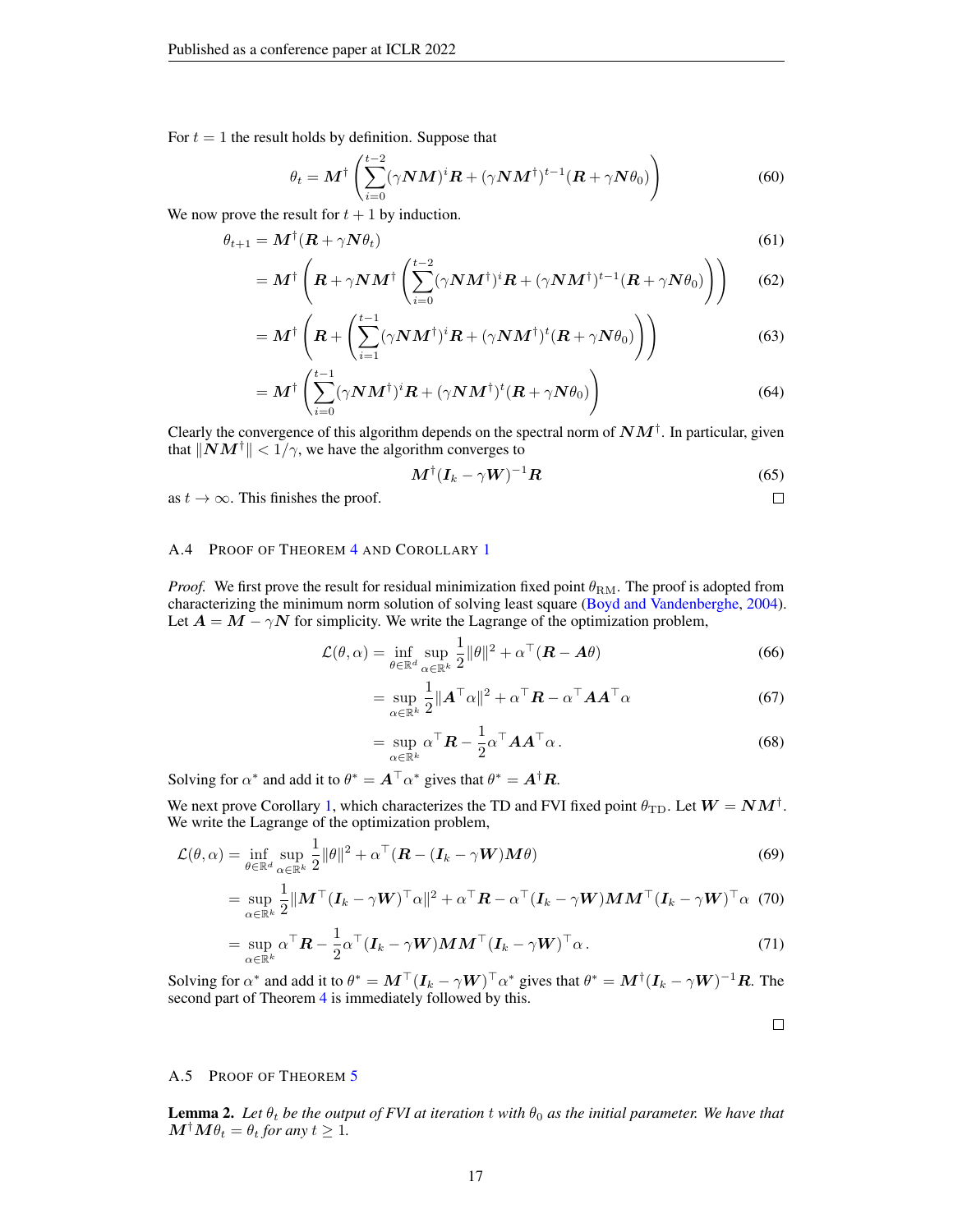For $t = 1$ the result holds by definition. Suppose that

$$\theta_t = \boldsymbol{M}^\dagger \left( \sum_{i=0}^{t-2} (\gamma \boldsymbol{N} \boldsymbol{M})^i \boldsymbol{R} + (\gamma \boldsymbol{N} \boldsymbol{M}^\dagger)^{t-1} (\boldsymbol{R} + \gamma \boldsymbol{N} \theta_0) \right) \tag{60}$$

We now prove the result for $t + 1$ by induction.

$$\theta_{t+1} = \boldsymbol{M}^\dagger (\boldsymbol{R} + \gamma \boldsymbol{N} \theta_t) \tag{61}$$

$$= \boldsymbol{M}^\dagger \left( \boldsymbol{R} + \gamma \boldsymbol{N} \boldsymbol{M}^\dagger \left( \sum_{i=0}^{t-2} (\gamma \boldsymbol{N} \boldsymbol{M}^\dagger)^i \boldsymbol{R} + (\gamma \boldsymbol{N} \boldsymbol{M}^\dagger)^{t-1} (\boldsymbol{R} + \gamma \boldsymbol{N} \theta_0) \right) \right) \tag{62}$$

$$= \boldsymbol{M}^\dagger \left( \boldsymbol{R} + \left( \sum_{i=1}^{t-1} (\gamma \boldsymbol{N} \boldsymbol{M}^\dagger)^i \boldsymbol{R} + (\gamma \boldsymbol{N} \boldsymbol{M}^\dagger)^{t} (\boldsymbol{R} + \gamma \boldsymbol{N} \theta_0) \right) \right) \tag{63}$$

$$= \boldsymbol{M}^\dagger \left( \sum_{i=0}^{t-1} (\gamma \boldsymbol{N} \boldsymbol{M}^\dagger)^i \boldsymbol{R} + (\gamma \boldsymbol{N} \boldsymbol{M}^\dagger)^{t} (\boldsymbol{R} + \gamma \boldsymbol{N} \theta_0) \right) \tag{64}$$

Clearly the convergence of this algorithm depends on the spectral norm of $\boldsymbol{N}\boldsymbol{M}^\dagger$. In particular, given that $\|\boldsymbol{N}\boldsymbol{M}^\dagger\| < 1/\gamma$, we have the algorithm converges to

$$\boldsymbol{M}^\dagger (\boldsymbol{I}_k - \gamma \boldsymbol{W})^{-1} \boldsymbol{R} \tag{65}$$

as $t \to \infty$. This finishes the proof. □

### A.4 Proof of Theorem 4 and Corollary 1

*Proof.* We first prove the result for residual minimization fixed point $\theta_{\text{RM}}$. The proof is adopted from characterizing the minimum norm solution of solving least square (Boyd and Vandenberghe, 2004). Let $\boldsymbol{A} = \boldsymbol{M} - \gamma \boldsymbol{N}$ for simplicity. We write the Lagrange of the optimization problem,

$$\mathcal{L}(\theta, \alpha) = \inf_{\theta \in \mathbb{R}^d} \sup_{\alpha \in \mathbb{R}^k} \frac{1}{2} \|\theta\|^2 + \alpha^\top (\boldsymbol{R} - \boldsymbol{A}\theta) \tag{66}$$

$$= \sup_{\alpha \in \mathbb{R}^k} \frac{1}{2} \|\boldsymbol{A}^\top \alpha\|^2 + \alpha^\top \boldsymbol{R} - \alpha^\top \boldsymbol{A}\boldsymbol{A}^\top \alpha \tag{67}$$

$$= \sup_{\alpha \in \mathbb{R}^k} \alpha^\top \boldsymbol{R} - \frac{1}{2} \alpha^\top \boldsymbol{A}\boldsymbol{A}^\top \alpha \,. \tag{68}$$

Solving for $\alpha^*$ and add it to $\theta^* = \boldsymbol{A}^\top \alpha^*$ gives that $\theta^* = \boldsymbol{A}^\dagger \boldsymbol{R}$.

We next prove Corollary 1, which characterizes the TD and FVI fixed point $\theta_{\text{TD}}$. Let $\boldsymbol{W} = \boldsymbol{N}\boldsymbol{M}^\dagger$. We write the Lagrange of the optimization problem,

$$\mathcal{L}(\theta, \alpha) = \inf_{\theta \in \mathbb{R}^d} \sup_{\alpha \in \mathbb{R}^k} \frac{1}{2} \|\theta\|^2 + \alpha^\top (\boldsymbol{R} - (\boldsymbol{I}_k - \gamma \boldsymbol{W}) \boldsymbol{M}\theta) \tag{69}$$

$$= \sup_{\alpha \in \mathbb{R}^k} \frac{1}{2} \|\boldsymbol{M}^\top (\boldsymbol{I}_k - \gamma \boldsymbol{W})^\top \alpha\|^2 + \alpha^\top \boldsymbol{R} - \alpha^\top (\boldsymbol{I}_k - \gamma \boldsymbol{W}) \boldsymbol{M}\boldsymbol{M}^\top (\boldsymbol{I}_k - \gamma \boldsymbol{W})^\top \alpha \tag{70}$$

$$= \sup_{\alpha \in \mathbb{R}^k} \alpha^\top \boldsymbol{R} - \frac{1}{2} \alpha^\top (\boldsymbol{I}_k - \gamma \boldsymbol{W}) \boldsymbol{M}\boldsymbol{M}^\top (\boldsymbol{I}_k - \gamma \boldsymbol{W})^\top \alpha \,. \tag{71}$$

Solving for $\alpha^*$ and add it to $\theta^* = \boldsymbol{M}^\top (\boldsymbol{I}_k - \gamma \boldsymbol{W})^\top \alpha^*$ gives that $\theta^* = \boldsymbol{M}^\dagger (\boldsymbol{I}_k - \gamma \boldsymbol{W})^{-1} \boldsymbol{R}$. The second part of Theorem 4 is immediately followed by this.

□

### A.5 Proof of Theorem 5

**Lemma 2.** *Let $\theta_t$ be the output of FVI at iteration $t$ with $\theta_0$ as the initial parameter. We have that $\boldsymbol{M}^\dagger \boldsymbol{M} \theta_t = \theta_t$ for any $t \geq 1$.*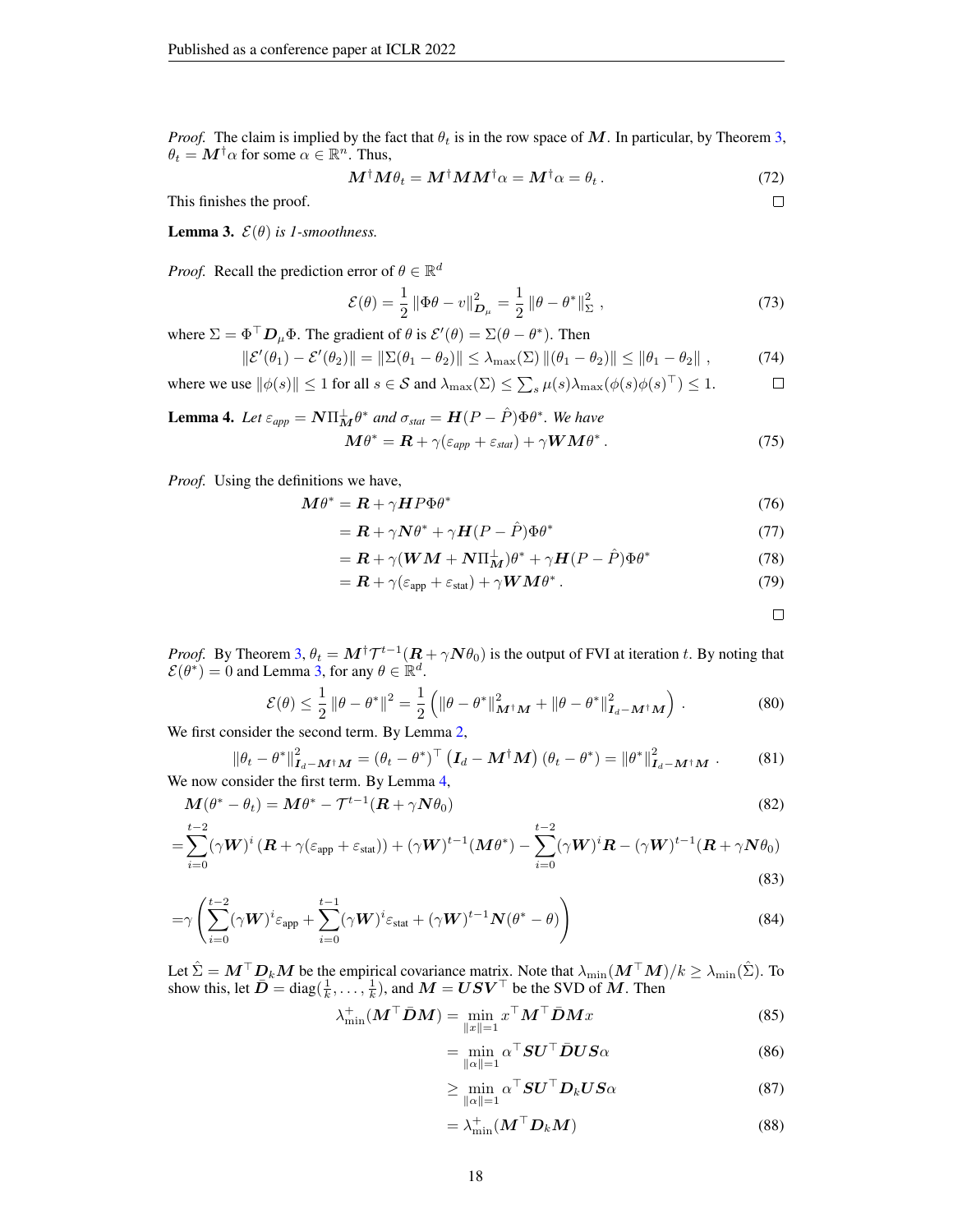*Proof.* The claim is implied by the fact that $\theta_t$ is in the row space of $\boldsymbol{M}$. In particular, by Theorem 3, $\theta_t = \boldsymbol{M}^\dagger \alpha$ for some $\alpha \in \mathbb{R}^n$. Thus,

$$\boldsymbol{M}^\dagger \boldsymbol{M} \theta_t = \boldsymbol{M}^\dagger \boldsymbol{M} \boldsymbol{M}^\dagger \alpha = \boldsymbol{M}^\dagger \alpha = \theta_t \,. \tag{72}$$

This finishes the proof. □

**Lemma 3.** *$\mathcal{E}(\theta)$ is 1-smoothness.*

*Proof.* Recall the prediction error of $\theta \in \mathbb{R}^d$

$$\mathcal{E}(\theta) = \frac{1}{2} \left\| \Phi\theta - v \right\|_{\boldsymbol{D}_\mu}^2 = \frac{1}{2} \left\| \theta - \theta^* \right\|_{\Sigma}^2 \,, \tag{73}$$

where $\Sigma = \Phi^\top \boldsymbol{D}_\mu \Phi$. The gradient of $\theta$ is $\mathcal{E}'(\theta) = \Sigma(\theta - \theta^*)$. Then

$$\left\| \mathcal{E}'(\theta_1) - \mathcal{E}'(\theta_2) \right\| = \left\| \Sigma(\theta_1 - \theta_2) \right\| \leq \lambda_{\max}(\Sigma) \left\| (\theta_1 - \theta_2) \right\| \leq \left\| \theta_1 - \theta_2 \right\| \,, \tag{74}$$

where we use $\|\phi(s)\| \leq 1$ for all $s \in \mathcal{S}$ and $\lambda_{\max}(\Sigma) \leq \sum_s \mu(s) \lambda_{\max}(\phi(s)\phi(s)^\top) \leq 1$. □

**Lemma 4.** *Let $\varepsilon_{app} = \boldsymbol{N} \Pi_{\boldsymbol{M}}^{\perp} \theta^*$ and $\sigma_{stat} = \boldsymbol{H}(P - \hat{P})\Phi\theta^*$. We have*

$$\boldsymbol{M}\theta^* = \boldsymbol{R} + \gamma(\varepsilon_{app} + \varepsilon_{stat}) + \gamma \boldsymbol{W} \boldsymbol{M} \theta^* \,. \tag{75}$$

*Proof.* Using the definitions we have,

$$
\begin{aligned}
\boldsymbol{M}\theta^* &= \boldsymbol{R} + \gamma \boldsymbol{H} P \Phi \theta^* && (76)\\
&= \boldsymbol{R} + \gamma \boldsymbol{N} \theta^* + \gamma \boldsymbol{H}(P - \hat{P})\Phi\theta^* && (77)\\
&= \boldsymbol{R} + \gamma(\boldsymbol{W}\boldsymbol{M} + \boldsymbol{N}\Pi_{\boldsymbol{M}}^{\perp})\theta^* + \gamma \boldsymbol{H}(P - \hat{P})\Phi\theta^* && (78)\\
&= \boldsymbol{R} + \gamma(\varepsilon_{\text{app}} + \varepsilon_{\text{stat}}) + \gamma \boldsymbol{W}\boldsymbol{M}\theta^* \,. && (79)
\end{aligned}
$$

□

*Proof.* By Theorem 3, $\theta_t = \boldsymbol{M}^\dagger \mathcal{T}^{t-1}(\boldsymbol{R} + \gamma \boldsymbol{N}\theta_0)$ is the output of FVI at iteration $t$. By noting that $\mathcal{E}(\theta^*) = 0$ and Lemma 3, for any $\theta \in \mathbb{R}^d$.

$$\mathcal{E}(\theta) \leq \frac{1}{2} \left\| \theta - \theta^* \right\|^2 = \frac{1}{2} \left( \left\| \theta - \theta^* \right\|_{\boldsymbol{M}^\dagger \boldsymbol{M}}^2 + \left\| \theta - \theta^* \right\|_{\boldsymbol{I}_d - \boldsymbol{M}^\dagger \boldsymbol{M}}^2 \right) \,. \tag{80}$$

We first consider the second term. By Lemma 2,

$$\left\| \theta_t - \theta^* \right\|_{\boldsymbol{I}_d - \boldsymbol{M}^\dagger \boldsymbol{M}}^2 = (\theta_t - \theta^*)^\top \left( \boldsymbol{I}_d - \boldsymbol{M}^\dagger \boldsymbol{M} \right) (\theta_t - \theta^*) = \left\| \theta^* \right\|_{\boldsymbol{I}_d - \boldsymbol{M}^\dagger \boldsymbol{M}}^2 \,. \tag{81}$$

We now consider the first term. By Lemma 4,

$$\boldsymbol{M}(\theta^* - \theta_t) = \boldsymbol{M}\theta^* - \mathcal{T}^{t-1}(\boldsymbol{R} + \gamma \boldsymbol{N}\theta_0) \tag{82}$$

$$= \sum_{i=0}^{t-2} (\gamma \boldsymbol{W})^i \left( \boldsymbol{R} + \gamma(\varepsilon_{\text{app}} + \varepsilon_{\text{stat}}) \right) + (\gamma \boldsymbol{W})^{t-1}(\boldsymbol{M}\theta^*) - \sum_{i=0}^{t-2} (\gamma \boldsymbol{W})^i \boldsymbol{R} - (\gamma \boldsymbol{W})^{t-1}(\boldsymbol{R} + \gamma \boldsymbol{N}\theta_0) \tag{83}$$

$$= \gamma \left( \sum_{i=0}^{t-2} (\gamma \boldsymbol{W})^i \varepsilon_{\text{app}} + \sum_{i=0}^{t-1} (\gamma \boldsymbol{W})^i \varepsilon_{\text{stat}} + (\gamma \boldsymbol{W})^{t-1} \boldsymbol{N}(\theta^* - \theta) \right) \tag{84}$$

Let $\hat{\Sigma} = \boldsymbol{M}^\top \boldsymbol{D}_k \boldsymbol{M}$ be the empirical covariance matrix. Note that $\lambda_{\min}(\boldsymbol{M}^\top \boldsymbol{M})/k \geq \lambda_{\min}(\hat{\Sigma})$. To show this, let $\bar{\boldsymbol{D}} = \operatorname{diag}(\frac{1}{k}, \ldots, \frac{1}{k})$, and $\boldsymbol{M} = \boldsymbol{U}\boldsymbol{S}\boldsymbol{V}^\top$ be the SVD of $\boldsymbol{M}$. Then

$$
\begin{aligned}
\lambda_{\min}^{+}(\boldsymbol{M}^\top \bar{\boldsymbol{D}} \boldsymbol{M}) &= \min_{\|x\|=1} x^\top \boldsymbol{M}^\top \bar{\boldsymbol{D}} \boldsymbol{M} x && (85)\\
&= \min_{\|\alpha\|=1} \alpha^\top \boldsymbol{S}\boldsymbol{U}^\top \bar{\boldsymbol{D}} \boldsymbol{U}\boldsymbol{S} \alpha && (86)\\
&\geq \min_{\|\alpha\|=1} \alpha^\top \boldsymbol{S}\boldsymbol{U}^\top \boldsymbol{D}_k \boldsymbol{U}\boldsymbol{S} \alpha && (87)\\
&= \lambda_{\min}^{+}(\boldsymbol{M}^\top \boldsymbol{D}_k \boldsymbol{M}) && (88)
\end{aligned}
$$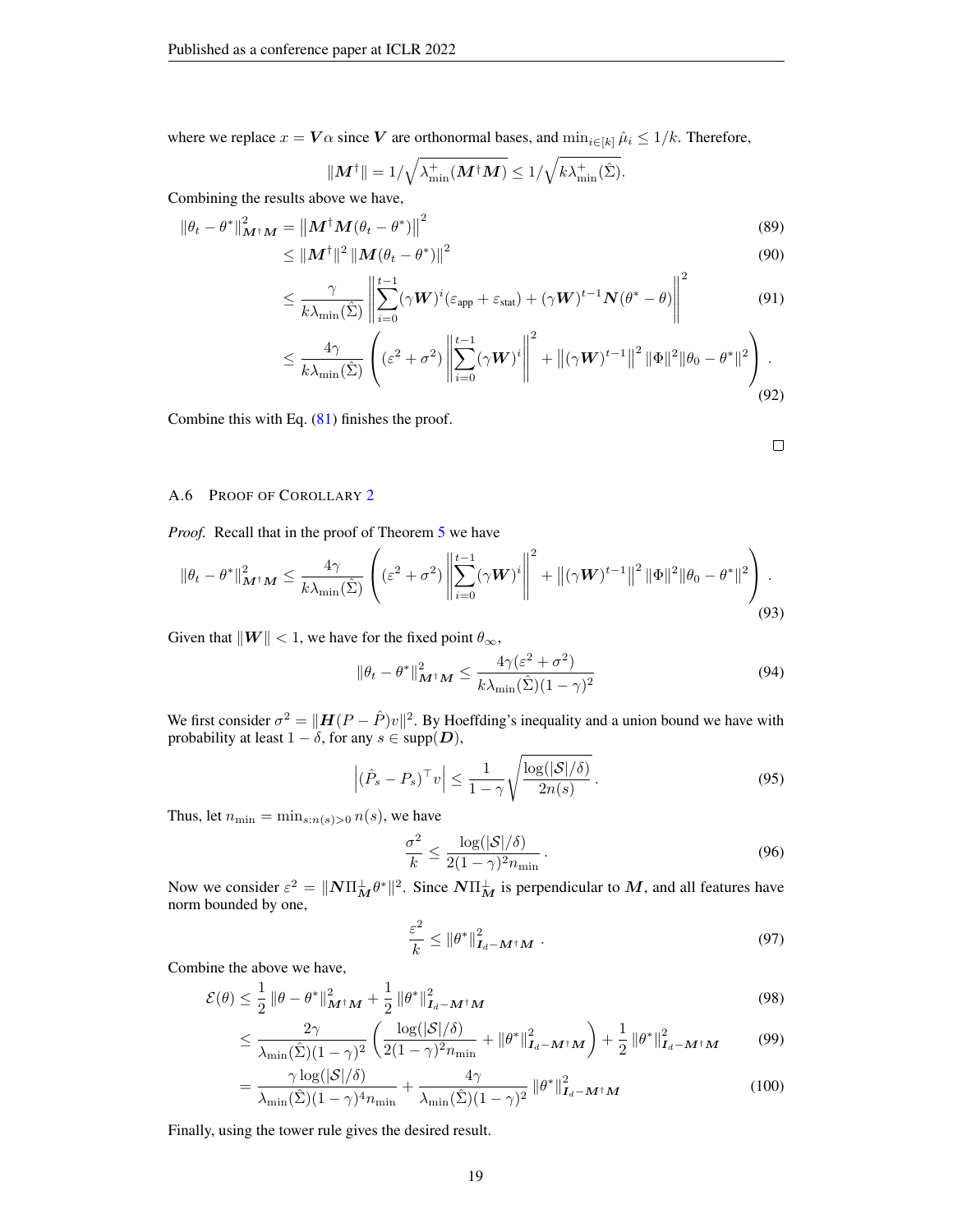where we replace $x = \boldsymbol{V}\alpha$ since $\boldsymbol{V}$ are orthonormal bases, and $\min_{i\in[k]} \hat{\mu}_i \leq 1/k$. Therefore,

$$\|\boldsymbol{M}^{\dagger}\| = 1/\sqrt{\lambda_{\min}^{+}(\boldsymbol{M}^{\dagger}\boldsymbol{M})} \leq 1/\sqrt{k\lambda_{\min}^{+}(\hat{\Sigma})}.$$

Combining the results above we have,

$$\|\theta_t - \theta^*\|_{\boldsymbol{M}^{\dagger}\boldsymbol{M}}^2 = \left\|\boldsymbol{M}^{\dagger}\boldsymbol{M}(\theta_t - \theta^*)\right\|^2 \tag{89}$$

$$\leq \|\boldsymbol{M}^{\dagger}\|^2 \left\|\boldsymbol{M}(\theta_t - \theta^*)\right\|^2 \tag{90}$$

$$\leq \frac{\gamma}{k\lambda_{\min}(\hat{\Sigma})} \left\| \sum_{i=0}^{t-1} (\gamma \boldsymbol{W})^i (\varepsilon_{\text{app}} + \varepsilon_{\text{stat}}) + (\gamma \boldsymbol{W})^{t-1}\boldsymbol{N}(\theta^* - \theta) \right\|^2 \tag{91}$$

$$\leq \frac{4\gamma}{k\lambda_{\min}(\hat{\Sigma})} \left( (\varepsilon^2 + \sigma^2) \left\| \sum_{i=0}^{t-1} (\gamma \boldsymbol{W})^i \right\|^2 + \left\|(\gamma \boldsymbol{W})^{t-1}\right\|^2 \|\Phi\|^2 \|\theta_0 - \theta^*\|^2 \right). \tag{92}$$

Combine this with Eq. (81) finishes the proof.

□

### A.6 Proof of Corollary 2

*Proof.* Recall that in the proof of Theorem 5 we have

$$\|\theta_t - \theta^*\|_{\boldsymbol{M}^{\dagger}\boldsymbol{M}}^2 \leq \frac{4\gamma}{k\lambda_{\min}(\hat{\Sigma})} \left( (\varepsilon^2 + \sigma^2) \left\| \sum_{i=0}^{t-1} (\gamma \boldsymbol{W})^i \right\|^2 + \left\|(\gamma \boldsymbol{W})^{t-1}\right\|^2 \|\Phi\|^2 \|\theta_0 - \theta^*\|^2 \right). \tag{93}$$

Given that $\|\boldsymbol{W}\| < 1$, we have for the fixed point $\theta_\infty$,

$$\|\theta_t - \theta^*\|_{\boldsymbol{M}^{\dagger}\boldsymbol{M}}^2 \leq \frac{4\gamma(\varepsilon^2 + \sigma^2)}{k\lambda_{\min}(\hat{\Sigma})(1-\gamma)^2} \tag{94}$$

We first consider $\sigma^2 = \|\boldsymbol{H}(P - \hat{P})v\|^2$. By Hoeffding's inequality and a union bound we have with probability at least $1-\delta$, for any $s \in \text{supp}(\boldsymbol{D})$,

$$\left|(\hat{P}_s - P_s)^\top v\right| \leq \frac{1}{1-\gamma}\sqrt{\frac{\log(|\mathcal{S}|/\delta)}{2n(s)}}\,. \tag{95}$$

Thus, let $n_{\min} = \min_{s: n(s)>0} n(s)$, we have

$$\frac{\sigma^2}{k} \leq \frac{\log(|\mathcal{S}|/\delta)}{2(1-\gamma)^2 n_{\min}}\,. \tag{96}$$

Now we consider $\varepsilon^2 = \|\boldsymbol{N}\Pi_{\boldsymbol{M}}^{\perp}\theta^*\|^2$. Since $\boldsymbol{N}\Pi_{\boldsymbol{M}}^{\perp}$ is perpendicular to $\boldsymbol{M}$, and all features have norm bounded by one,

$$\frac{\varepsilon^2}{k} \leq \|\theta^*\|_{\boldsymbol{I}_d - \boldsymbol{M}^{\dagger}\boldsymbol{M}}^2\,. \tag{97}$$

Combine the above we have,

$$\mathcal{E}(\theta) \leq \frac{1}{2}\|\theta - \theta^*\|_{\boldsymbol{M}^{\dagger}\boldsymbol{M}}^2 + \frac{1}{2}\|\theta^*\|_{\boldsymbol{I}_d - \boldsymbol{M}^{\dagger}\boldsymbol{M}}^2 \tag{98}$$

$$\leq \frac{2\gamma}{\lambda_{\min}(\hat{\Sigma})(1-\gamma)^2}\left(\frac{\log(|\mathcal{S}|/\delta)}{2(1-\gamma)^2 n_{\min}} + \|\theta^*\|_{\boldsymbol{I}_d - \boldsymbol{M}^{\dagger}\boldsymbol{M}}^2\right) + \frac{1}{2}\|\theta^*\|_{\boldsymbol{I}_d - \boldsymbol{M}^{\dagger}\boldsymbol{M}}^2 \tag{99}$$

$$= \frac{\gamma\log(|\mathcal{S}|/\delta)}{\lambda_{\min}(\hat{\Sigma})(1-\gamma)^4 n_{\min}} + \frac{4\gamma}{\lambda_{\min}(\hat{\Sigma})(1-\gamma)^2}\|\theta^*\|_{\boldsymbol{I}_d - \boldsymbol{M}^{\dagger}\boldsymbol{M}}^2 \tag{100}$$

Finally, using the tower rule gives the desired result.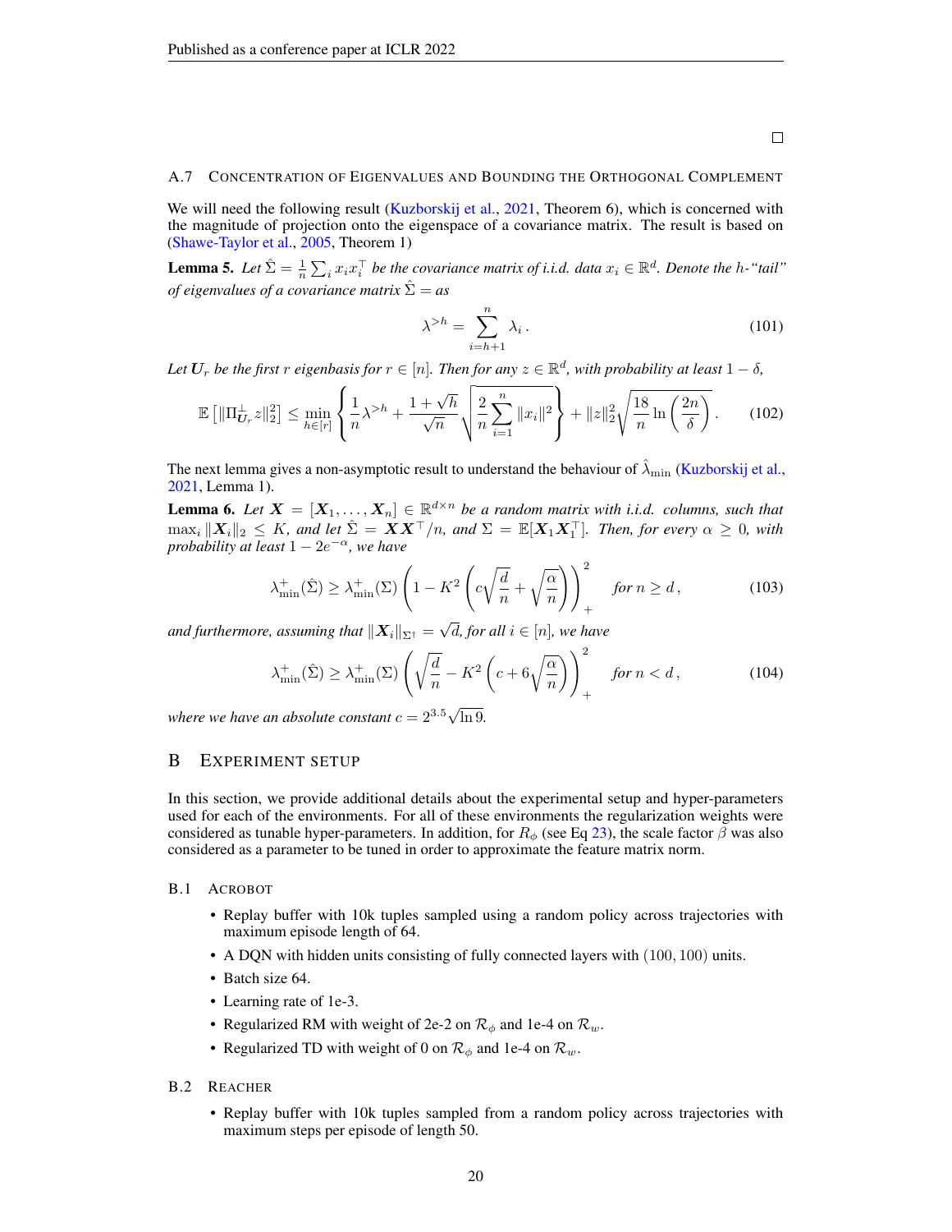□

### A.7 Concentration of Eigenvalues and Bounding the Orthogonal Complement

We will need the following result (Kuzborskij et al., 2021, Theorem 6), which is concerned with the magnitude of projection onto the eigenspace of a covariance matrix. The result is based on (Shawe-Taylor et al., 2005, Theorem 1)

**Lemma 5.** *Let $\hat{\Sigma} = \frac{1}{n}\sum_i x_i x_i^\top$ be the covariance matrix of i.i.d. data $x_i \in \mathbb{R}^d$. Denote the $h$-"tail" of eigenvalues of a covariance matrix $\hat{\Sigma} =$ as*

$$\lambda^{>h} = \sum_{i=h+1}^{n} \lambda_i \,. \tag{101}$$

*Let $\boldsymbol{U}_r$ be the first $r$ eigenbasis for $r \in [n]$. Then for any $z \in \mathbb{R}^d$, with probability at least $1-\delta$,*

$$\mathbb{E}\left[\|\Pi^{\perp}_{\boldsymbol{U}_r} z\|_2^2\right] \leq \min_{h\in[r]} \left\{ \frac{1}{n}\lambda^{>h} + \frac{1+\sqrt{h}}{\sqrt{n}}\sqrt{\frac{2}{n}\sum_{i=1}^{n}\|x_i\|^2} \right\} + \|z\|_2^2 \sqrt{\frac{18}{n}\ln\left(\frac{2n}{\delta}\right)} \,. \tag{102}$$

The next lemma gives a non-asymptotic result to understand the behaviour of $\hat{\lambda}_{\min}$ (Kuzborskij et al., 2021, Lemma 1).

**Lemma 6.** *Let $\boldsymbol{X} = [\boldsymbol{X}_1, \ldots, \boldsymbol{X}_n] \in \mathbb{R}^{d\times n}$ be a random matrix with i.i.d. columns, such that $\max_i \|\boldsymbol{X}_i\|_2 \leq K$, and let $\hat{\Sigma} = \boldsymbol{X}\boldsymbol{X}^\top/n$, and $\Sigma = \mathbb{E}[\boldsymbol{X}_1\boldsymbol{X}_1^\top]$. Then, for every $\alpha \geq 0$, with probability at least $1-2e^{-\alpha}$, we have*

$$\lambda^{+}_{\min}(\hat{\Sigma}) \geq \lambda^{+}_{\min}(\Sigma)\left(1 - K^2\left(c\sqrt{\frac{d}{n}} + \sqrt{\frac{\alpha}{n}}\right)\right)_{+}^{2} \qquad \text{for } n \geq d \,, \tag{103}$$

*and furthermore, assuming that $\|\boldsymbol{X}_i\|_{\Sigma^\dagger} = \sqrt{d}$, for all $i \in [n]$, we have*

$$\lambda^{+}_{\min}(\hat{\Sigma}) \geq \lambda^{+}_{\min}(\Sigma)\left(\sqrt{\frac{d}{n}} - K^2\left(c + 6\sqrt{\frac{\alpha}{n}}\right)\right)_{+}^{2} \qquad \text{for } n < d \,, \tag{104}$$

*where we have an absolute constant $c = 2^{3.5}\sqrt{\ln 9}$.*

## B Experiment Setup

In this section, we provide additional details about the experimental setup and hyper-parameters used for each of the environments. For all of these environments the regularization weights were considered as tunable hyper-parameters. In addition, for $R_\phi$ (see Eq 23), the scale factor $\beta$ was also considered as a parameter to be tuned in order to approximate the feature matrix norm.

### B.1 Acrobot

- Replay buffer with 10k tuples sampled using a random policy across trajectories with maximum episode length of 64.
- A DQN with hidden units consisting of fully connected layers with $(100, 100)$ units.
- Batch size 64.
- Learning rate of 1e-3.
- Regularized RM with weight of 2e-2 on $\mathcal{R}_\phi$ and 1e-4 on $\mathcal{R}_w$.
- Regularized TD with weight of 0 on $\mathcal{R}_\phi$ and 1e-4 on $\mathcal{R}_w$.

### B.2 Reacher

- Replay buffer with 10k tuples sampled from a random policy across trajectories with maximum steps per episode of length 50.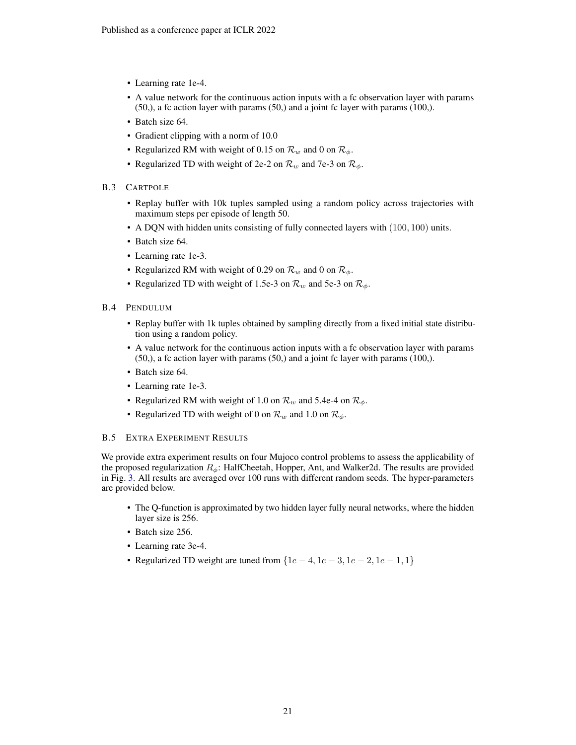- Learning rate 1e-4.
- A value network for the continuous action inputs with a fc observation layer with params (50,), a fc action layer with params (50,) and a joint fc layer with params (100,).
- Batch size 64.
- Gradient clipping with a norm of 10.0
- Regularized RM with weight of 0.15 on $\mathcal{R}_w$ and 0 on $\mathcal{R}_\phi$.
- Regularized TD with weight of 2e-2 on $\mathcal{R}_w$ and 7e-3 on $\mathcal{R}_\phi$.

### B.3 CARTPOLE

- Replay buffer with 10k tuples sampled using a random policy across trajectories with maximum steps per episode of length 50.
- A DQN with hidden units consisting of fully connected layers with $(100, 100)$ units.
- Batch size 64.
- Learning rate 1e-3.
- Regularized RM with weight of 0.29 on $\mathcal{R}_w$ and 0 on $\mathcal{R}_\phi$.
- Regularized TD with weight of 1.5e-3 on $\mathcal{R}_w$ and 5e-3 on $\mathcal{R}_\phi$.

### B.4 PENDULUM

- Replay buffer with 1k tuples obtained by sampling directly from a fixed initial state distribution using a random policy.
- A value network for the continuous action inputs with a fc observation layer with params (50,), a fc action layer with params (50,) and a joint fc layer with params (100,).
- Batch size 64.
- Learning rate 1e-3.
- Regularized RM with weight of 1.0 on $\mathcal{R}_w$ and 5.4e-4 on $\mathcal{R}_\phi$.
- Regularized TD with weight of 0 on $\mathcal{R}_w$ and 1.0 on $\mathcal{R}_\phi$.

### B.5 EXTRA EXPERIMENT RESULTS

We provide extra experiment results on four Mujoco control problems to assess the applicability of the proposed regularization $R_\phi$: HalfCheetah, Hopper, Ant, and Walker2d. The results are provided in Fig. 3. All results are averaged over 100 runs with different random seeds. The hyper-parameters are provided below.

- The Q-function is approximated by two hidden layer fully neural networks, where the hidden layer size is 256.
- Batch size 256.
- Learning rate 3e-4.
- Regularized TD weight are tuned from $\{1e-4, 1e-3, 1e-2, 1e-1, 1\}$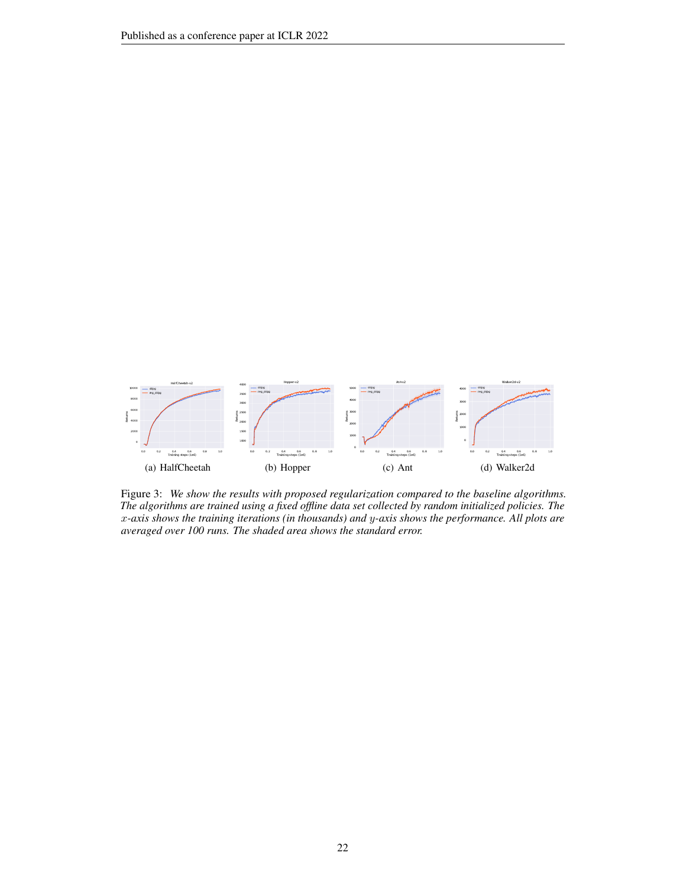HalfCheetah-v2

ddpg
reg_ddpg

10000
8000
6000
4000
2000
0

Returns

0.0 0.2 0.4 0.6 0.8 1.0
Training steps (1e6)

(a) HalfCheetah

Hopper-v2

ddpg
reg_ddpg

4000
3500
3000
2500
2000
1500
1000

Returns

0.0 0.2 0.4 0.6 0.8 1.0
Training steps (1e6)

(b) Hopper

Ant-v2

ddpg
reg_ddpg

5000
4000
3000
2000
1000
0

Returns

0.0 0.2 0.4 0.6 0.8 1.0
Training steps (1e6)

(c) Ant

Walker2d-v2

ddpg
reg_ddpg

4000
3000
2000
1000
0

Returns

0.0 0.2 0.4 0.6 0.8 1.0
Training steps (1e6)

(d) Walker2d

Figure 3: *We show the results with proposed regularization compared to the baseline algorithms. The algorithms are trained using a fixed offline data set collected by random initialized policies. The $x$-axis shows the training iterations (in thousands) and $y$-axis shows the performance. All plots are averaged over 100 runs. The shaded area shows the standard error.*